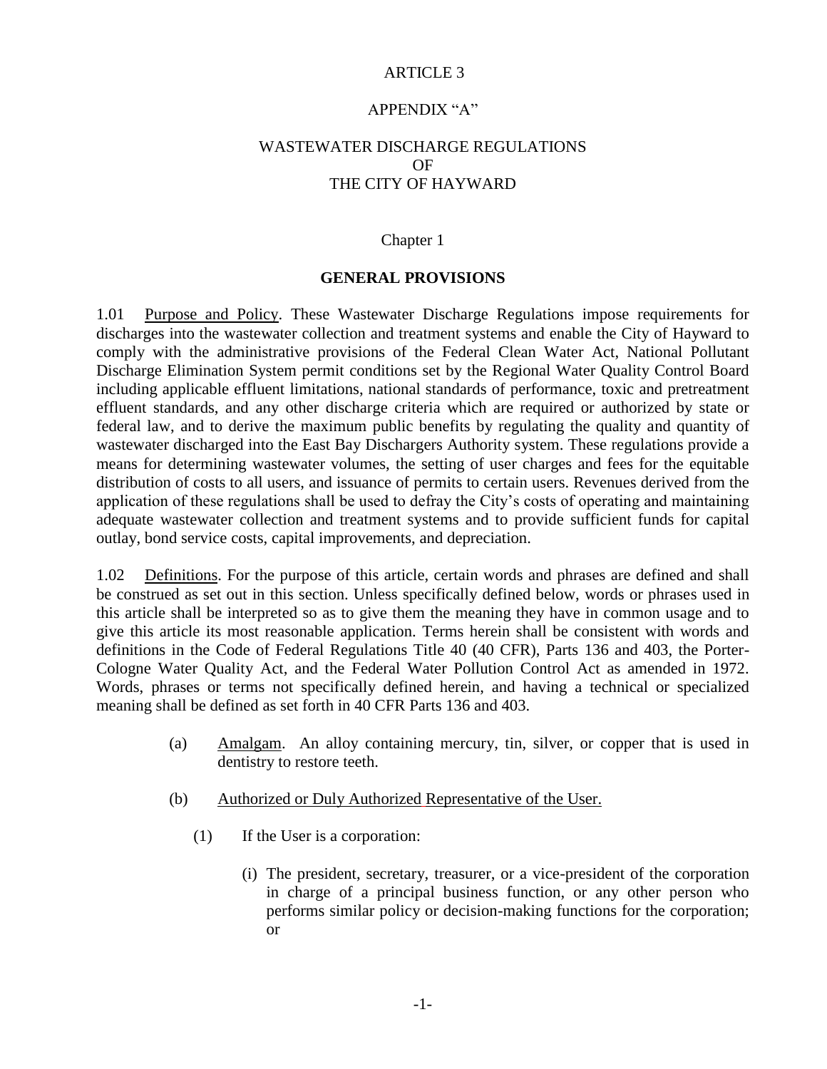# ARTICLE 3

## APPENDIX "A"

## WASTEWATER DISCHARGE REGULATIONS OF THE CITY OF HAYWARD

### Chapter 1

### GENERAL PROVISIONS

1.01 Purpose and Policy. These Wastewater Discharge Regulations impose requirements for discharges into the wastewater collection and treatment systems and enable the City of Hayward to comply with the administrative provisions of the Federal Clean Water Act, National Pollutant Discharge Elimination System permit conditions set by the Regional Water Quality Control Board including applicable effluent limitations, national standards of performance, toxic and pretreatment effluent standards, and any other discharge criteria which are required or authorized by state or federal law, and to derive the maximum public benefits by regulating the quality and quantity of wastewater discharged into the East Bay Dischargers Authority system. These regulations provide a means for determining wastewater volumes, the setting of user charges and fees for the equitable distribution of costs to all users, and issuance of permits to certain users. Revenues derived from the application of these regulations shall be used to defray the City's costs of operating and maintaining adequate wastewater collection and treatment systems and to provide sufficient funds for capital outlay, bond service costs, capital improvements, and depreciation.

1.02 Definitions. For the purpose of this article, certain words and phrases are defined and shall be construed as set out in this section. Unless specifically defined below, words or phrases used in this article shall be interpreted so as to give them the meaning they have in common usage and to give this article its most reasonable application. Terms herein shall be consistent with words and definitions in the Code of Federal Regulations Title 40 (40 CFR), Parts 136 and 403, the Porter-Cologne Water Quality Act, and the Federal Water Pollution Control Act as amended in 1972. Words, phrases or terms not specifically defined herein, and having a technical or specialized meaning shall be defined as set forth in 40 CFR Parts 136 and 403.

(a) Amalgam. An alloy containing mercury, tin, silver, or copper that is used in dentistry to restore teeth.

(b) Authorized or Duly Authorized Representative of the User.

(1) If the User is a corporation:

(i) The president, secretary, treasurer, or a vice-president of the corporation in charge of a principal business function, or any other person who performs similar policy or decision-making functions for the corporation; or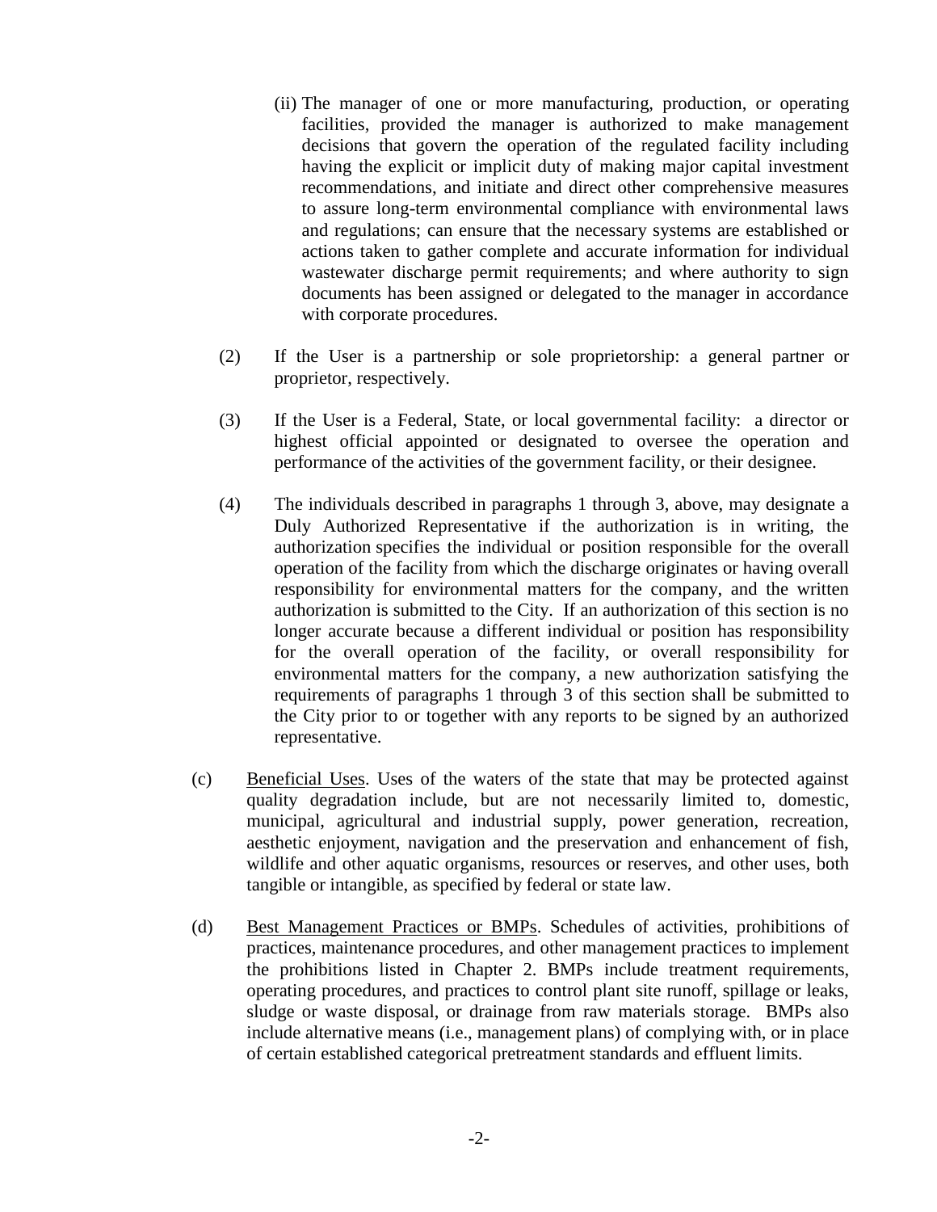(ii) The manager of one or more manufacturing, production, or operating facilities, provided the manager is authorized to make management decisions that govern the operation of the regulated facility including having the explicit or implicit duty of making major capital investment recommendations, and initiate and direct other comprehensive measures to assure long-term environmental compliance with environmental laws and regulations; can ensure that the necessary systems are established or actions taken to gather complete and accurate information for individual wastewater discharge permit requirements; and where authority to sign documents has been assigned or delegated to the manager in accordance with corporate procedures.

(2) If the User is a partnership or sole proprietorship: a general partner or proprietor, respectively.

(3) If the User is a Federal, State, or local governmental facility: a director or highest official appointed or designated to oversee the operation and performance of the activities of the government facility, or their designee.

(4) The individuals described in paragraphs 1 through 3, above, may designate a Duly Authorized Representative if the authorization is in writing, the authorization specifies the individual or position responsible for the overall operation of the facility from which the discharge originates or having overall responsibility for environmental matters for the company, and the written authorization is submitted to the City. If an authorization of this section is no longer accurate because a different individual or position has responsibility for the overall operation of the facility, or overall responsibility for environmental matters for the company, a new authorization satisfying the requirements of paragraphs 1 through 3 of this section shall be submitted to the City prior to or together with any reports to be signed by an authorized representative.

(c) Beneficial Uses. Uses of the waters of the state that may be protected against quality degradation include, but are not necessarily limited to, domestic, municipal, agricultural and industrial supply, power generation, recreation, aesthetic enjoyment, navigation and the preservation and enhancement of fish, wildlife and other aquatic organisms, resources or reserves, and other uses, both tangible or intangible, as specified by federal or state law.

(d) Best Management Practices or BMPs. Schedules of activities, prohibitions of practices, maintenance procedures, and other management practices to implement the prohibitions listed in Chapter 2. BMPs include treatment requirements, operating procedures, and practices to control plant site runoff, spillage or leaks, sludge or waste disposal, or drainage from raw materials storage. BMPs also include alternative means (i.e., management plans) of complying with, or in place of certain established categorical pretreatment standards and effluent limits.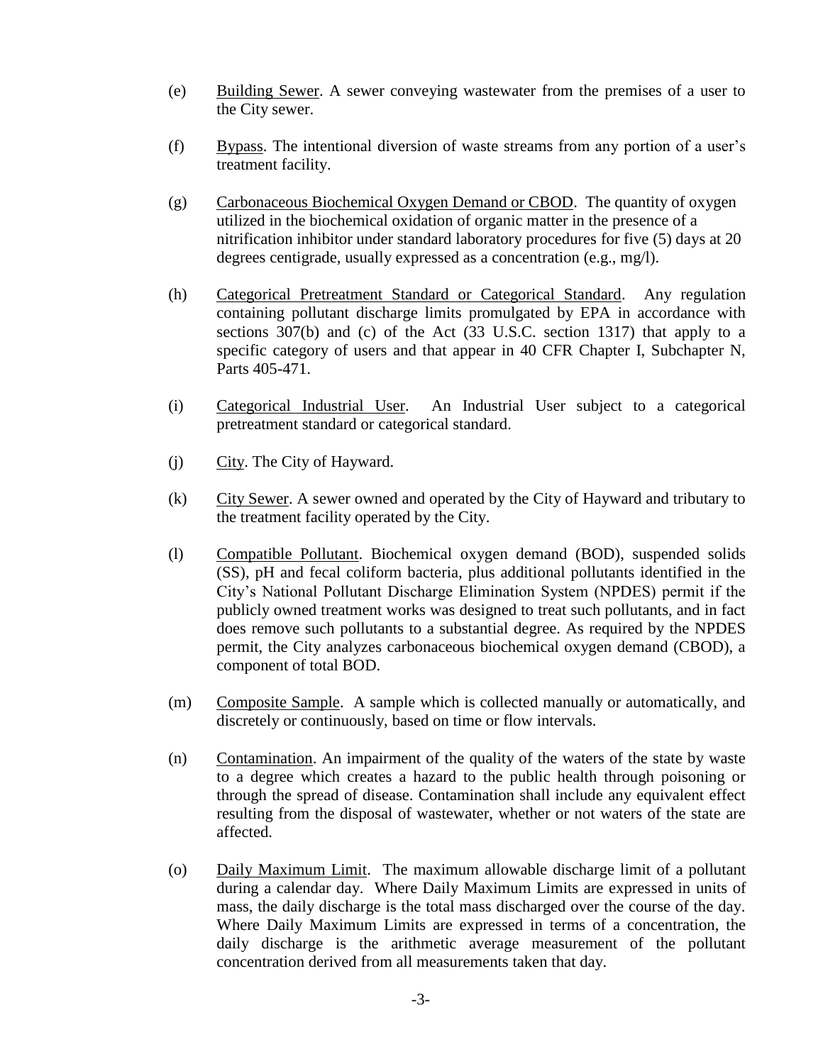(e) Building Sewer. A sewer conveying wastewater from the premises of a user to the City sewer.

(f) Bypass. The intentional diversion of waste streams from any portion of a user's treatment facility.

(g) Carbonaceous Biochemical Oxygen Demand or CBOD. The quantity of oxygen utilized in the biochemical oxidation of organic matter in the presence of a nitrification inhibitor under standard laboratory procedures for five (5) days at 20 degrees centigrade, usually expressed as a concentration (e.g., mg/l).

(h) Categorical Pretreatment Standard or Categorical Standard. Any regulation containing pollutant discharge limits promulgated by EPA in accordance with sections 307(b) and (c) of the Act (33 U.S.C. section 1317) that apply to a specific category of users and that appear in 40 CFR Chapter I, Subchapter N, Parts 405-471.

(i) Categorical Industrial User. An Industrial User subject to a categorical pretreatment standard or categorical standard.

(j) City. The City of Hayward.

(k) City Sewer. A sewer owned and operated by the City of Hayward and tributary to the treatment facility operated by the City.

(l) Compatible Pollutant. Biochemical oxygen demand (BOD), suspended solids (SS), pH and fecal coliform bacteria, plus additional pollutants identified in the City's National Pollutant Discharge Elimination System (NPDES) permit if the publicly owned treatment works was designed to treat such pollutants, and in fact does remove such pollutants to a substantial degree. As required by the NPDES permit, the City analyzes carbonaceous biochemical oxygen demand (CBOD), a component of total BOD.

(m) Composite Sample. A sample which is collected manually or automatically, and discretely or continuously, based on time or flow intervals.

(n) Contamination. An impairment of the quality of the waters of the state by waste to a degree which creates a hazard to the public health through poisoning or through the spread of disease. Contamination shall include any equivalent effect resulting from the disposal of wastewater, whether or not waters of the state are affected.

(o) Daily Maximum Limit. The maximum allowable discharge limit of a pollutant during a calendar day. Where Daily Maximum Limits are expressed in units of mass, the daily discharge is the total mass discharged over the course of the day. Where Daily Maximum Limits are expressed in terms of a concentration, the daily discharge is the arithmetic average measurement of the pollutant concentration derived from all measurements taken that day.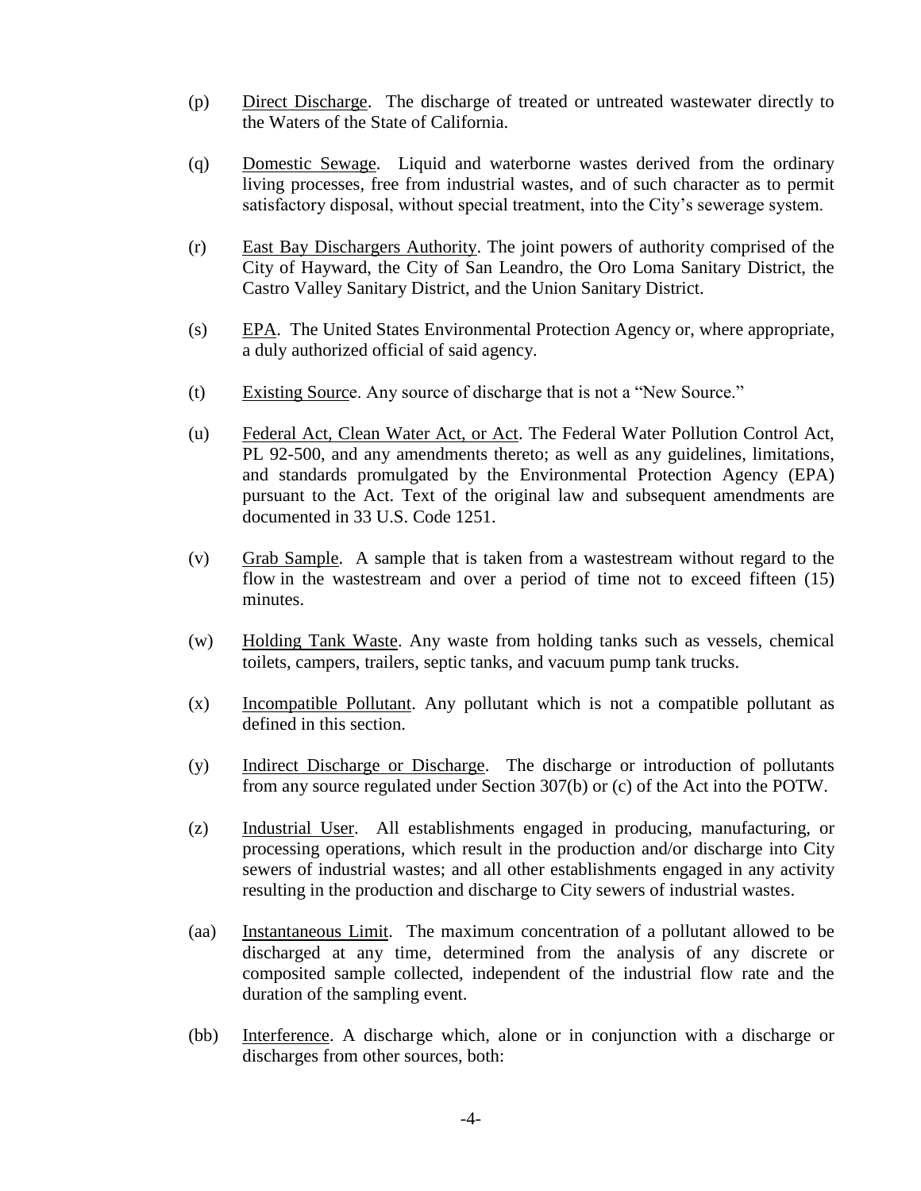(p) Direct Discharge. The discharge of treated or untreated wastewater directly to the Waters of the State of California.

(q) Domestic Sewage. Liquid and waterborne wastes derived from the ordinary living processes, free from industrial wastes, and of such character as to permit satisfactory disposal, without special treatment, into the City's sewerage system.

(r) East Bay Dischargers Authority. The joint powers of authority comprised of the City of Hayward, the City of San Leandro, the Oro Loma Sanitary District, the Castro Valley Sanitary District, and the Union Sanitary District.

(s) EPA. The United States Environmental Protection Agency or, where appropriate, a duly authorized official of said agency.

(t) Existing Source. Any source of discharge that is not a "New Source."

(u) Federal Act, Clean Water Act, or Act. The Federal Water Pollution Control Act, PL 92-500, and any amendments thereto; as well as any guidelines, limitations, and standards promulgated by the Environmental Protection Agency (EPA) pursuant to the Act. Text of the original law and subsequent amendments are documented in 33 U.S. Code 1251.

(v) Grab Sample. A sample that is taken from a wastestream without regard to the flow in the wastestream and over a period of time not to exceed fifteen (15) minutes.

(w) Holding Tank Waste. Any waste from holding tanks such as vessels, chemical toilets, campers, trailers, septic tanks, and vacuum pump tank trucks.

(x) Incompatible Pollutant. Any pollutant which is not a compatible pollutant as defined in this section.

(y) Indirect Discharge or Discharge. The discharge or introduction of pollutants from any source regulated under Section 307(b) or (c) of the Act into the POTW.

(z) Industrial User. All establishments engaged in producing, manufacturing, or processing operations, which result in the production and/or discharge into City sewers of industrial wastes; and all other establishments engaged in any activity resulting in the production and discharge to City sewers of industrial wastes.

(aa) Instantaneous Limit. The maximum concentration of a pollutant allowed to be discharged at any time, determined from the analysis of any discrete or composited sample collected, independent of the industrial flow rate and the duration of the sampling event.

(bb) Interference. A discharge which, alone or in conjunction with a discharge or discharges from other sources, both: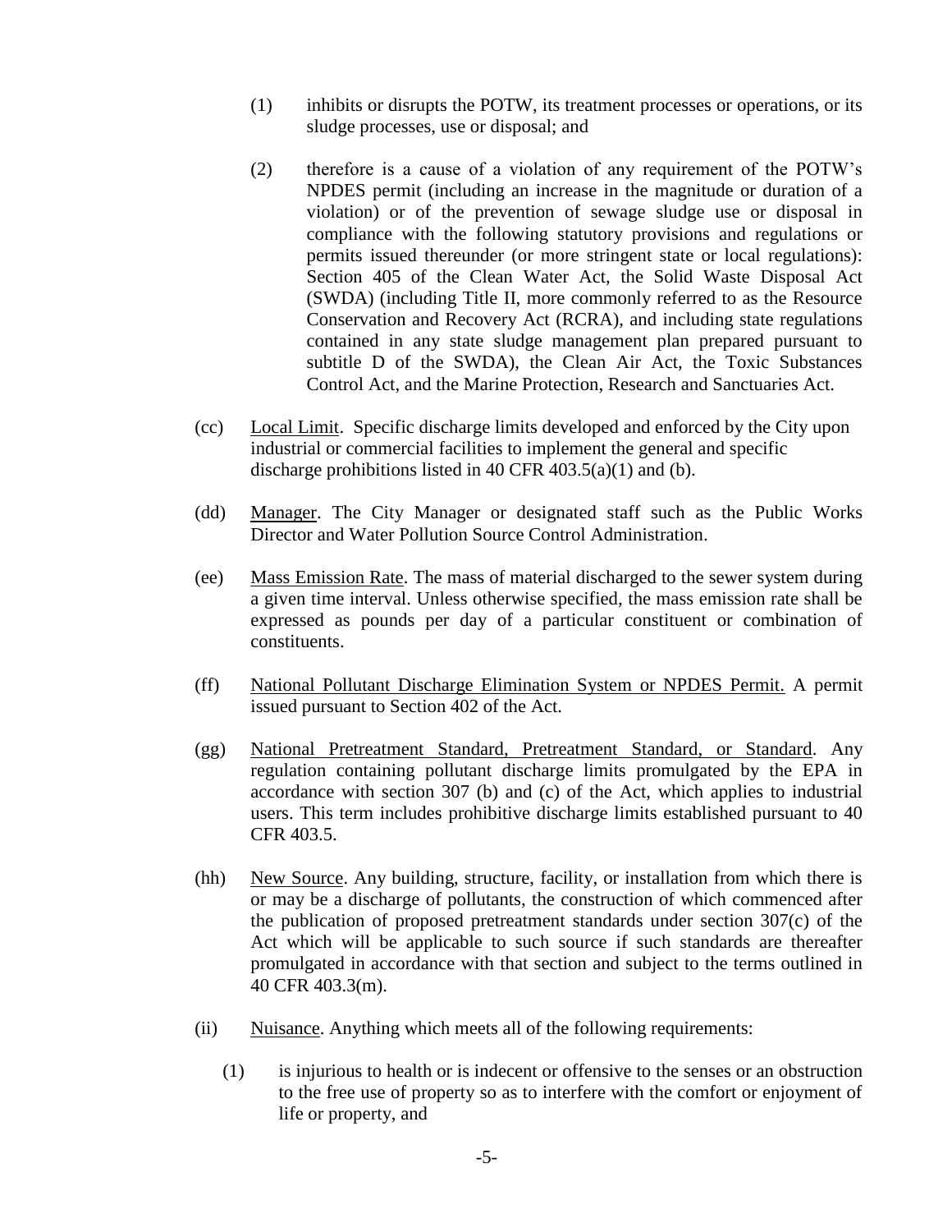(1) inhibits or disrupts the POTW, its treatment processes or operations, or its sludge processes, use or disposal; and

(2) therefore is a cause of a violation of any requirement of the POTW's NPDES permit (including an increase in the magnitude or duration of a violation) or of the prevention of sewage sludge use or disposal in compliance with the following statutory provisions and regulations or permits issued thereunder (or more stringent state or local regulations): Section 405 of the Clean Water Act, the Solid Waste Disposal Act (SWDA) (including Title II, more commonly referred to as the Resource Conservation and Recovery Act (RCRA), and including state regulations contained in any state sludge management plan prepared pursuant to subtitle D of the SWDA), the Clean Air Act, the Toxic Substances Control Act, and the Marine Protection, Research and Sanctuaries Act.

(cc) Local Limit. Specific discharge limits developed and enforced by the City upon industrial or commercial facilities to implement the general and specific discharge prohibitions listed in 40 CFR 403.5(a)(1) and (b).

(dd) Manager. The City Manager or designated staff such as the Public Works Director and Water Pollution Source Control Administration.

(ee) Mass Emission Rate. The mass of material discharged to the sewer system during a given time interval. Unless otherwise specified, the mass emission rate shall be expressed as pounds per day of a particular constituent or combination of constituents.

(ff) National Pollutant Discharge Elimination System or NPDES Permit. A permit issued pursuant to Section 402 of the Act.

(gg) National Pretreatment Standard, Pretreatment Standard, or Standard. Any regulation containing pollutant discharge limits promulgated by the EPA in accordance with section 307 (b) and (c) of the Act, which applies to industrial users. This term includes prohibitive discharge limits established pursuant to 40 CFR 403.5.

(hh) New Source. Any building, structure, facility, or installation from which there is or may be a discharge of pollutants, the construction of which commenced after the publication of proposed pretreatment standards under section 307(c) of the Act which will be applicable to such source if such standards are thereafter promulgated in accordance with that section and subject to the terms outlined in 40 CFR 403.3(m).

(ii) Nuisance. Anything which meets all of the following requirements:

(1) is injurious to health or is indecent or offensive to the senses or an obstruction to the free use of property so as to interfere with the comfort or enjoyment of life or property, and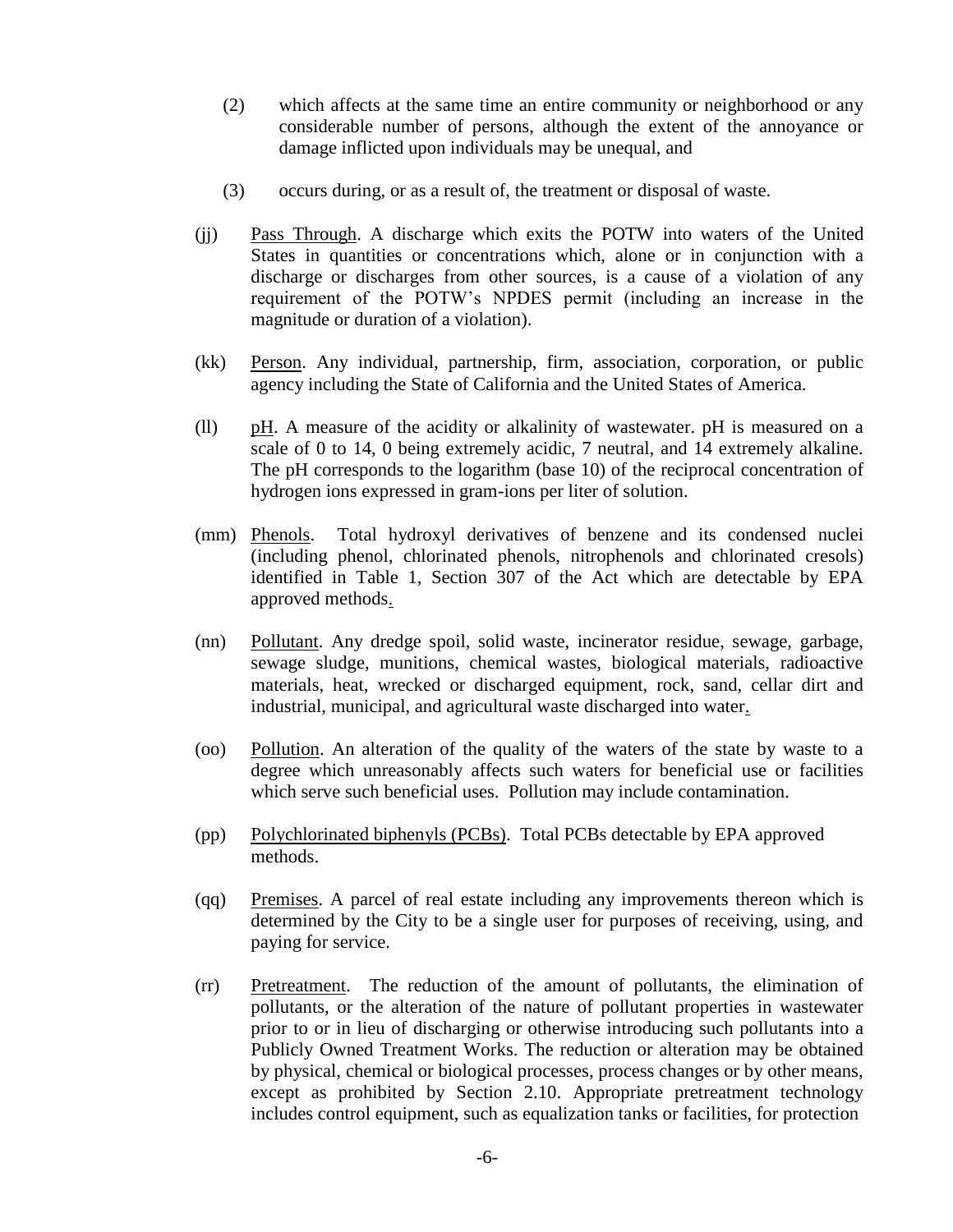(2) which affects at the same time an entire community or neighborhood or any considerable number of persons, although the extent of the annoyance or damage inflicted upon individuals may be unequal, and

(3) occurs during, or as a result of, the treatment or disposal of waste.

(jj) Pass Through. A discharge which exits the POTW into waters of the United States in quantities or concentrations which, alone or in conjunction with a discharge or discharges from other sources, is a cause of a violation of any requirement of the POTW's NPDES permit (including an increase in the magnitude or duration of a violation).

(kk) Person. Any individual, partnership, firm, association, corporation, or public agency including the State of California and the United States of America.

(ll) pH. A measure of the acidity or alkalinity of wastewater. pH is measured on a scale of 0 to 14, 0 being extremely acidic, 7 neutral, and 14 extremely alkaline. The pH corresponds to the logarithm (base 10) of the reciprocal concentration of hydrogen ions expressed in gram-ions per liter of solution.

(mm) Phenols. Total hydroxyl derivatives of benzene and its condensed nuclei (including phenol, chlorinated phenols, nitrophenols and chlorinated cresols) identified in Table 1, Section 307 of the Act which are detectable by EPA approved methods.

(nn) Pollutant. Any dredge spoil, solid waste, incinerator residue, sewage, garbage, sewage sludge, munitions, chemical wastes, biological materials, radioactive materials, heat, wrecked or discharged equipment, rock, sand, cellar dirt and industrial, municipal, and agricultural waste discharged into water.

(oo) Pollution. An alteration of the quality of the waters of the state by waste to a degree which unreasonably affects such waters for beneficial use or facilities which serve such beneficial uses. Pollution may include contamination.

(pp) Polychlorinated biphenyls (PCBs). Total PCBs detectable by EPA approved methods.

(qq) Premises. A parcel of real estate including any improvements thereon which is determined by the City to be a single user for purposes of receiving, using, and paying for service.

(rr) Pretreatment. The reduction of the amount of pollutants, the elimination of pollutants, or the alteration of the nature of pollutant properties in wastewater prior to or in lieu of discharging or otherwise introducing such pollutants into a Publicly Owned Treatment Works. The reduction or alteration may be obtained by physical, chemical or biological processes, process changes or by other means, except as prohibited by Section 2.10. Appropriate pretreatment technology includes control equipment, such as equalization tanks or facilities, for protection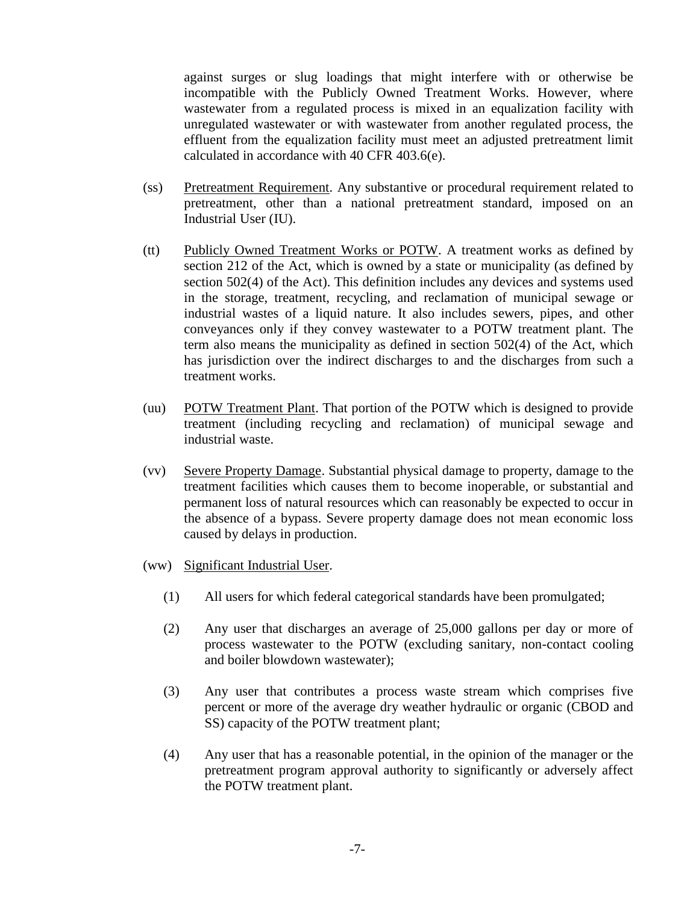against surges or slug loadings that might interfere with or otherwise be incompatible with the Publicly Owned Treatment Works. However, where wastewater from a regulated process is mixed in an equalization facility with unregulated wastewater or with wastewater from another regulated process, the effluent from the equalization facility must meet an adjusted pretreatment limit calculated in accordance with 40 CFR 403.6(e).

(ss) Pretreatment Requirement. Any substantive or procedural requirement related to pretreatment, other than a national pretreatment standard, imposed on an Industrial User (IU).

(tt) Publicly Owned Treatment Works or POTW. A treatment works as defined by section 212 of the Act, which is owned by a state or municipality (as defined by section 502(4) of the Act). This definition includes any devices and systems used in the storage, treatment, recycling, and reclamation of municipal sewage or industrial wastes of a liquid nature. It also includes sewers, pipes, and other conveyances only if they convey wastewater to a POTW treatment plant. The term also means the municipality as defined in section 502(4) of the Act, which has jurisdiction over the indirect discharges to and the discharges from such a treatment works.

(uu) POTW Treatment Plant. That portion of the POTW which is designed to provide treatment (including recycling and reclamation) of municipal sewage and industrial waste.

(vv) Severe Property Damage. Substantial physical damage to property, damage to the treatment facilities which causes them to become inoperable, or substantial and permanent loss of natural resources which can reasonably be expected to occur in the absence of a bypass. Severe property damage does not mean economic loss caused by delays in production.

(ww) Significant Industrial User.

(1) All users for which federal categorical standards have been promulgated;

(2) Any user that discharges an average of 25,000 gallons per day or more of process wastewater to the POTW (excluding sanitary, non-contact cooling and boiler blowdown wastewater);

(3) Any user that contributes a process waste stream which comprises five percent or more of the average dry weather hydraulic or organic (CBOD and SS) capacity of the POTW treatment plant;

(4) Any user that has a reasonable potential, in the opinion of the manager or the pretreatment program approval authority to significantly or adversely affect the POTW treatment plant.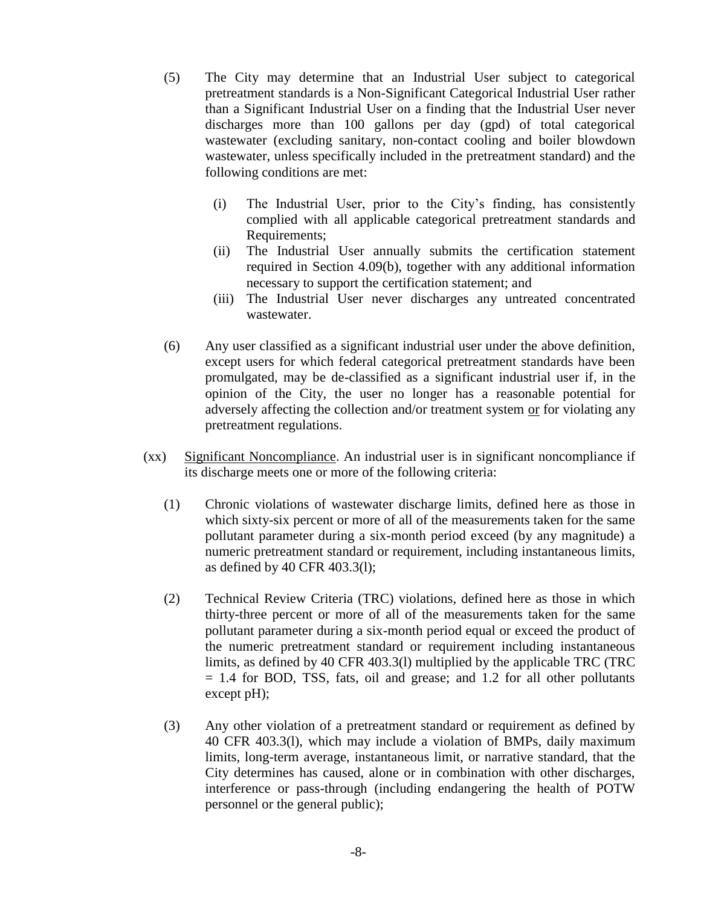(5) The City may determine that an Industrial User subject to categorical pretreatment standards is a Non-Significant Categorical Industrial User rather than a Significant Industrial User on a finding that the Industrial User never discharges more than 100 gallons per day (gpd) of total categorical wastewater (excluding sanitary, non-contact cooling and boiler blowdown wastewater, unless specifically included in the pretreatment standard) and the following conditions are met:

  (i) The Industrial User, prior to the City's finding, has consistently complied with all applicable categorical pretreatment standards and Requirements;

  (ii) The Industrial User annually submits the certification statement required in Section 4.09(b), together with any additional information necessary to support the certification statement; and

  (iii) The Industrial User never discharges any untreated concentrated wastewater.

(6) Any user classified as a significant industrial user under the above definition, except users for which federal categorical pretreatment standards have been promulgated, may be de-classified as a significant industrial user if, in the opinion of the City, the user no longer has a reasonable potential for adversely affecting the collection and/or treatment system <u>or</u> for violating any pretreatment regulations.

(xx) <u>Significant Noncompliance</u>. An industrial user is in significant noncompliance if its discharge meets one or more of the following criteria:

(1) Chronic violations of wastewater discharge limits, defined here as those in which sixty-six percent or more of all of the measurements taken for the same pollutant parameter during a six-month period exceed (by any magnitude) a numeric pretreatment standard or requirement, including instantaneous limits, as defined by 40 CFR 403.3(l);

(2) Technical Review Criteria (TRC) violations, defined here as those in which thirty-three percent or more of all of the measurements taken for the same pollutant parameter during a six-month period equal or exceed the product of the numeric pretreatment standard or requirement including instantaneous limits, as defined by 40 CFR 403.3(l) multiplied by the applicable TRC (TRC = 1.4 for BOD, TSS, fats, oil and grease; and 1.2 for all other pollutants except pH);

(3) Any other violation of a pretreatment standard or requirement as defined by 40 CFR 403.3(l), which may include a violation of BMPs, daily maximum limits, long-term average, instantaneous limit, or narrative standard, that the City determines has caused, alone or in combination with other discharges, interference or pass-through (including endangering the health of POTW personnel or the general public);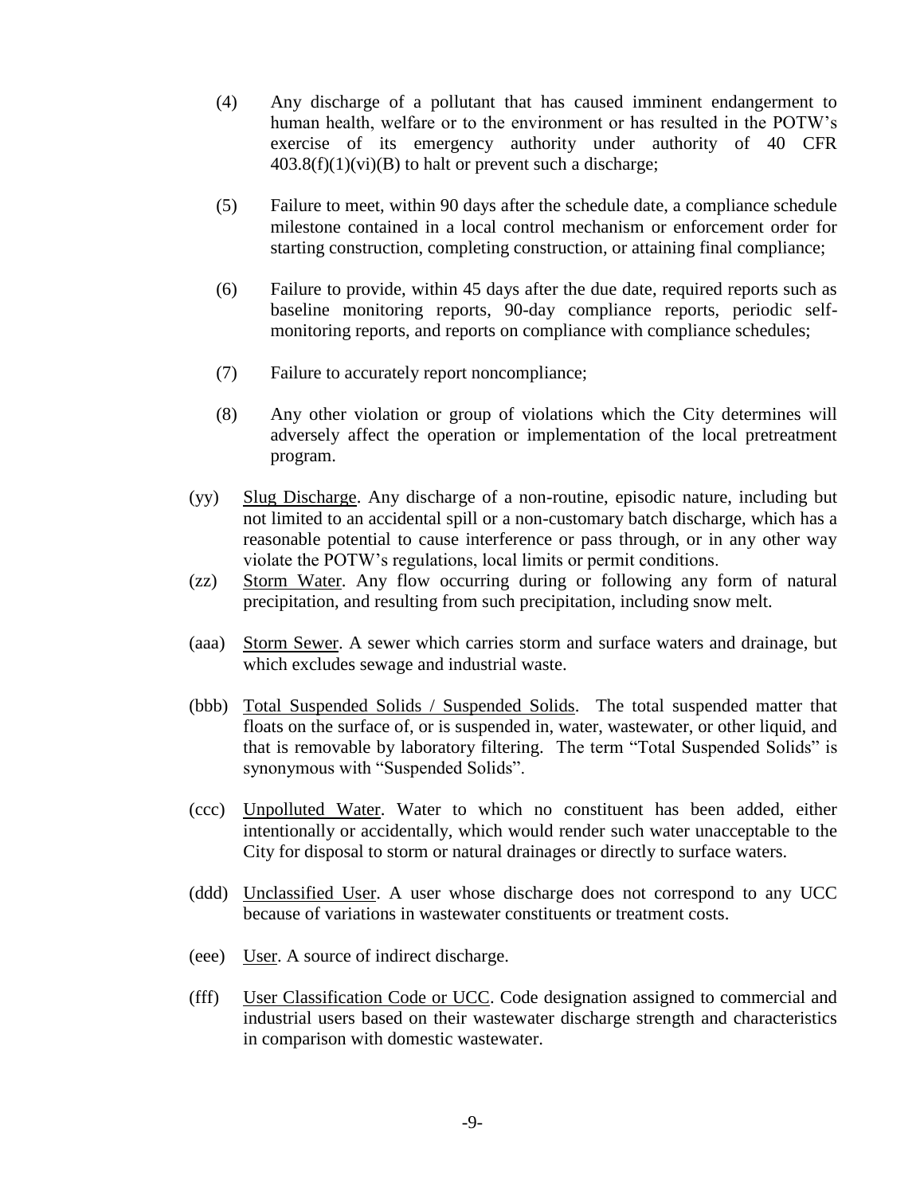(4) Any discharge of a pollutant that has caused imminent endangerment to human health, welfare or to the environment or has resulted in the POTW's exercise of its emergency authority under authority of 40 CFR 403.8(f)(1)(vi)(B) to halt or prevent such a discharge;

(5) Failure to meet, within 90 days after the schedule date, a compliance schedule milestone contained in a local control mechanism or enforcement order for starting construction, completing construction, or attaining final compliance;

(6) Failure to provide, within 45 days after the due date, required reports such as baseline monitoring reports, 90-day compliance reports, periodic self-monitoring reports, and reports on compliance with compliance schedules;

(7) Failure to accurately report noncompliance;

(8) Any other violation or group of violations which the City determines will adversely affect the operation or implementation of the local pretreatment program.

(yy) Slug Discharge. Any discharge of a non-routine, episodic nature, including but not limited to an accidental spill or a non-customary batch discharge, which has a reasonable potential to cause interference or pass through, or in any other way violate the POTW's regulations, local limits or permit conditions.

(zz) Storm Water. Any flow occurring during or following any form of natural precipitation, and resulting from such precipitation, including snow melt.

(aaa) Storm Sewer. A sewer which carries storm and surface waters and drainage, but which excludes sewage and industrial waste.

(bbb) Total Suspended Solids / Suspended Solids. The total suspended matter that floats on the surface of, or is suspended in, water, wastewater, or other liquid, and that is removable by laboratory filtering. The term "Total Suspended Solids" is synonymous with "Suspended Solids".

(ccc) Unpolluted Water. Water to which no constituent has been added, either intentionally or accidentally, which would render such water unacceptable to the City for disposal to storm or natural drainages or directly to surface waters.

(ddd) Unclassified User. A user whose discharge does not correspond to any UCC because of variations in wastewater constituents or treatment costs.

(eee) User. A source of indirect discharge.

(fff) User Classification Code or UCC. Code designation assigned to commercial and industrial users based on their wastewater discharge strength and characteristics in comparison with domestic wastewater.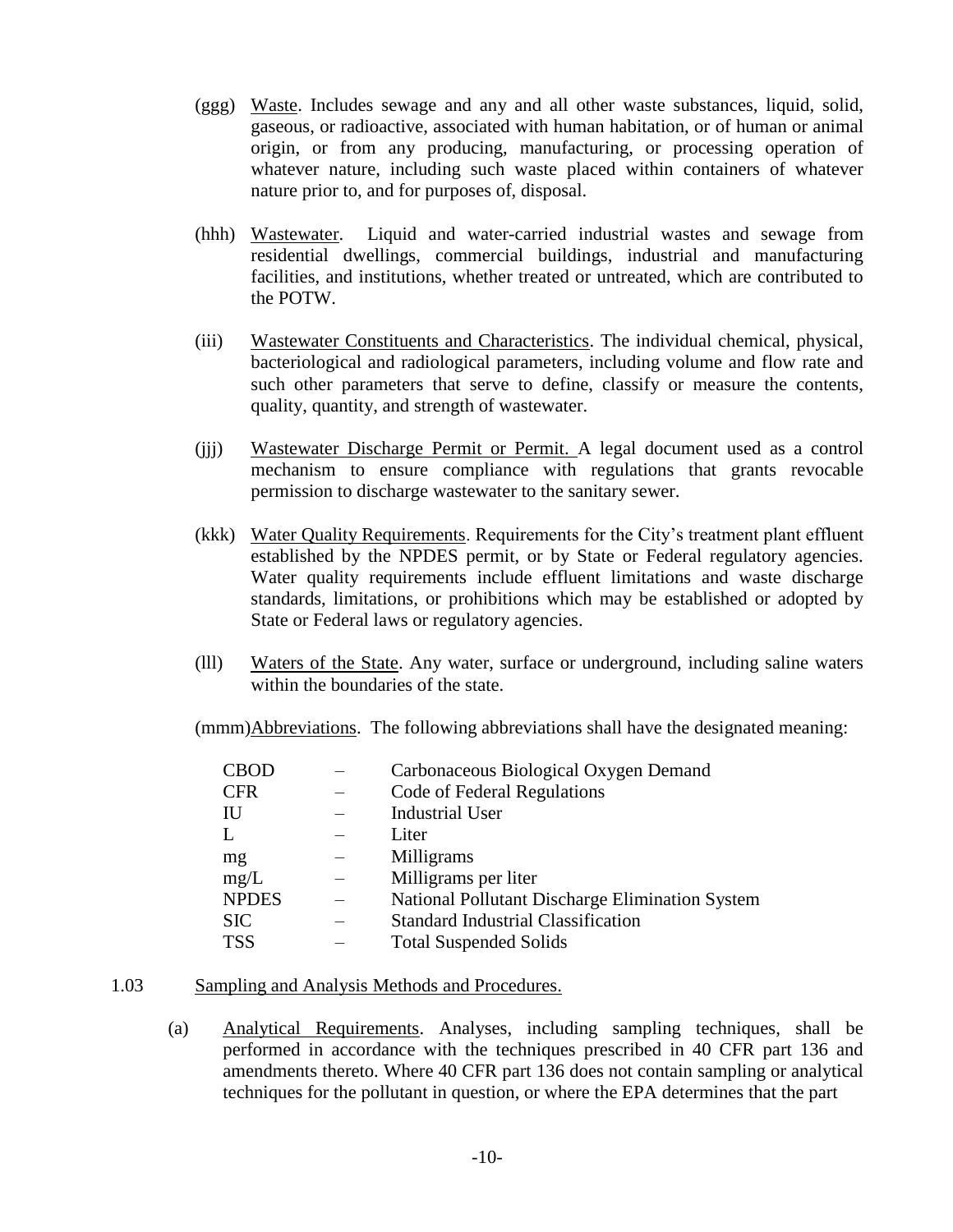(ggg) Waste. Includes sewage and any and all other waste substances, liquid, solid, gaseous, or radioactive, associated with human habitation, or of human or animal origin, or from any producing, manufacturing, or processing operation of whatever nature, including such waste placed within containers of whatever nature prior to, and for purposes of, disposal.

(hhh) Wastewater. Liquid and water-carried industrial wastes and sewage from residential dwellings, commercial buildings, industrial and manufacturing facilities, and institutions, whether treated or untreated, which are contributed to the POTW.

(iii) Wastewater Constituents and Characteristics. The individual chemical, physical, bacteriological and radiological parameters, including volume and flow rate and such other parameters that serve to define, classify or measure the contents, quality, quantity, and strength of wastewater.

(jjj) Wastewater Discharge Permit or Permit. A legal document used as a control mechanism to ensure compliance with regulations that grants revocable permission to discharge wastewater to the sanitary sewer.

(kkk) Water Quality Requirements. Requirements for the City's treatment plant effluent established by the NPDES permit, or by State or Federal regulatory agencies. Water quality requirements include effluent limitations and waste discharge standards, limitations, or prohibitions which may be established or adopted by State or Federal laws or regulatory agencies.

(lll) Waters of the State. Any water, surface or underground, including saline waters within the boundaries of the state.

(mmm) Abbreviations. The following abbreviations shall have the designated meaning:

| | | |
|---|---|---|
| CBOD | – | Carbonaceous Biological Oxygen Demand |
| CFR | – | Code of Federal Regulations |
| IU | – | Industrial User |
| L | – | Liter |
| mg | – | Milligrams |
| mg/L | – | Milligrams per liter |
| NPDES | – | National Pollutant Discharge Elimination System |
| SIC | – | Standard Industrial Classification |
| TSS | – | Total Suspended Solids |

1.03 Sampling and Analysis Methods and Procedures.

(a) Analytical Requirements. Analyses, including sampling techniques, shall be performed in accordance with the techniques prescribed in 40 CFR part 136 and amendments thereto. Where 40 CFR part 136 does not contain sampling or analytical techniques for the pollutant in question, or where the EPA determines that the part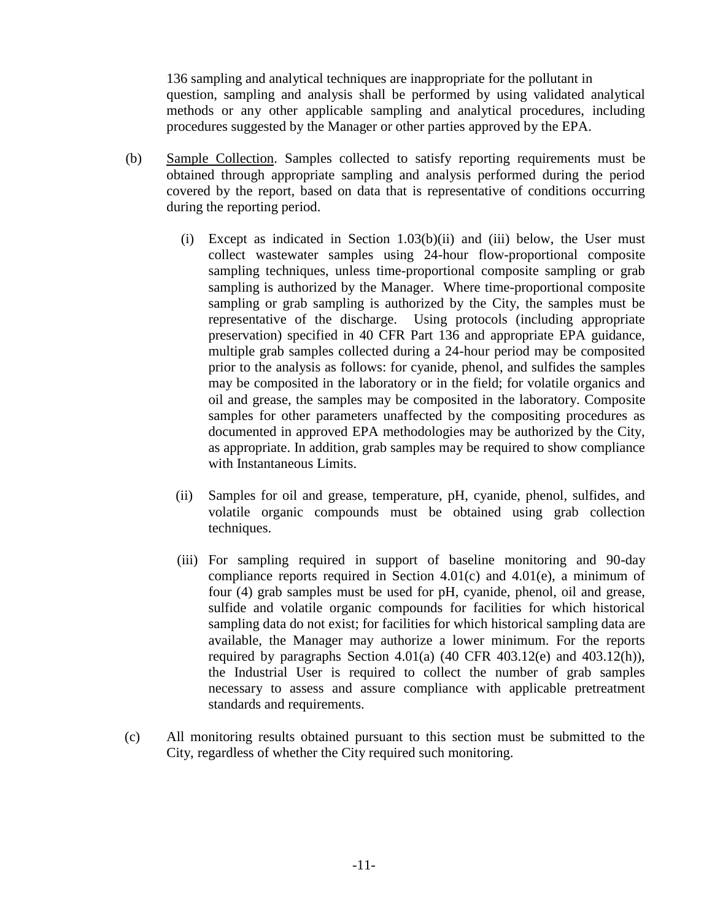136 sampling and analytical techniques are inappropriate for the pollutant in question, sampling and analysis shall be performed by using validated analytical methods or any other applicable sampling and analytical procedures, including procedures suggested by the Manager or other parties approved by the EPA.

(b) Sample Collection. Samples collected to satisfy reporting requirements must be obtained through appropriate sampling and analysis performed during the period covered by the report, based on data that is representative of conditions occurring during the reporting period.

(i) Except as indicated in Section 1.03(b)(ii) and (iii) below, the User must collect wastewater samples using 24-hour flow-proportional composite sampling techniques, unless time-proportional composite sampling or grab sampling is authorized by the Manager. Where time-proportional composite sampling or grab sampling is authorized by the City, the samples must be representative of the discharge. Using protocols (including appropriate preservation) specified in 40 CFR Part 136 and appropriate EPA guidance, multiple grab samples collected during a 24-hour period may be composited prior to the analysis as follows: for cyanide, phenol, and sulfides the samples may be composited in the laboratory or in the field; for volatile organics and oil and grease, the samples may be composited in the laboratory. Composite samples for other parameters unaffected by the compositing procedures as documented in approved EPA methodologies may be authorized by the City, as appropriate. In addition, grab samples may be required to show compliance with Instantaneous Limits.

(ii) Samples for oil and grease, temperature, pH, cyanide, phenol, sulfides, and volatile organic compounds must be obtained using grab collection techniques.

(iii) For sampling required in support of baseline monitoring and 90-day compliance reports required in Section 4.01(c) and 4.01(e), a minimum of four (4) grab samples must be used for pH, cyanide, phenol, oil and grease, sulfide and volatile organic compounds for facilities for which historical sampling data do not exist; for facilities for which historical sampling data are available, the Manager may authorize a lower minimum. For the reports required by paragraphs Section 4.01(a) (40 CFR 403.12(e) and 403.12(h)), the Industrial User is required to collect the number of grab samples necessary to assess and assure compliance with applicable pretreatment standards and requirements.

(c) All monitoring results obtained pursuant to this section must be submitted to the City, regardless of whether the City required such monitoring.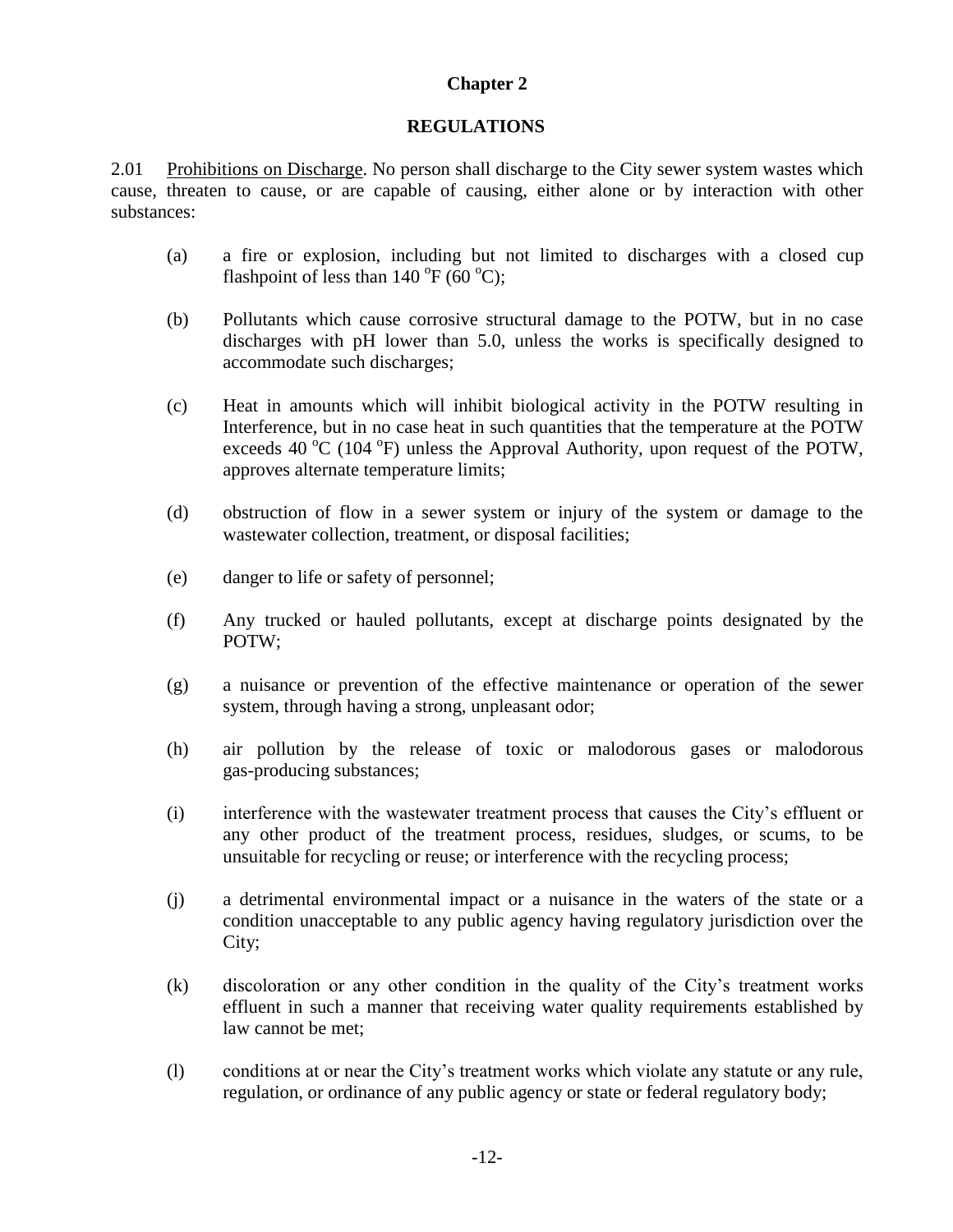# Chapter 2

## REGULATIONS

2.01 Prohibitions on Discharge. No person shall discharge to the City sewer system wastes which cause, threaten to cause, or are capable of causing, either alone or by interaction with other substances:

(a) a fire or explosion, including but not limited to discharges with a closed cup flashpoint of less than 140 $^{o}$F (60 $^{o}$C);

(b) Pollutants which cause corrosive structural damage to the POTW, but in no case discharges with pH lower than 5.0, unless the works is specifically designed to accommodate such discharges;

(c) Heat in amounts which will inhibit biological activity in the POTW resulting in Interference, but in no case heat in such quantities that the temperature at the POTW exceeds 40 $^{o}$C (104 $^{o}$F) unless the Approval Authority, upon request of the POTW, approves alternate temperature limits;

(d) obstruction of flow in a sewer system or injury of the system or damage to the wastewater collection, treatment, or disposal facilities;

(e) danger to life or safety of personnel;

(f) Any trucked or hauled pollutants, except at discharge points designated by the POTW;

(g) a nuisance or prevention of the effective maintenance or operation of the sewer system, through having a strong, unpleasant odor;

(h) air pollution by the release of toxic or malodorous gases or malodorous gas-producing substances;

(i) interference with the wastewater treatment process that causes the City's effluent or any other product of the treatment process, residues, sludges, or scums, to be unsuitable for recycling or reuse; or interference with the recycling process;

(j) a detrimental environmental impact or a nuisance in the waters of the state or a condition unacceptable to any public agency having regulatory jurisdiction over the City;

(k) discoloration or any other condition in the quality of the City's treatment works effluent in such a manner that receiving water quality requirements established by law cannot be met;

(l) conditions at or near the City's treatment works which violate any statute or any rule, regulation, or ordinance of any public agency or state or federal regulatory body;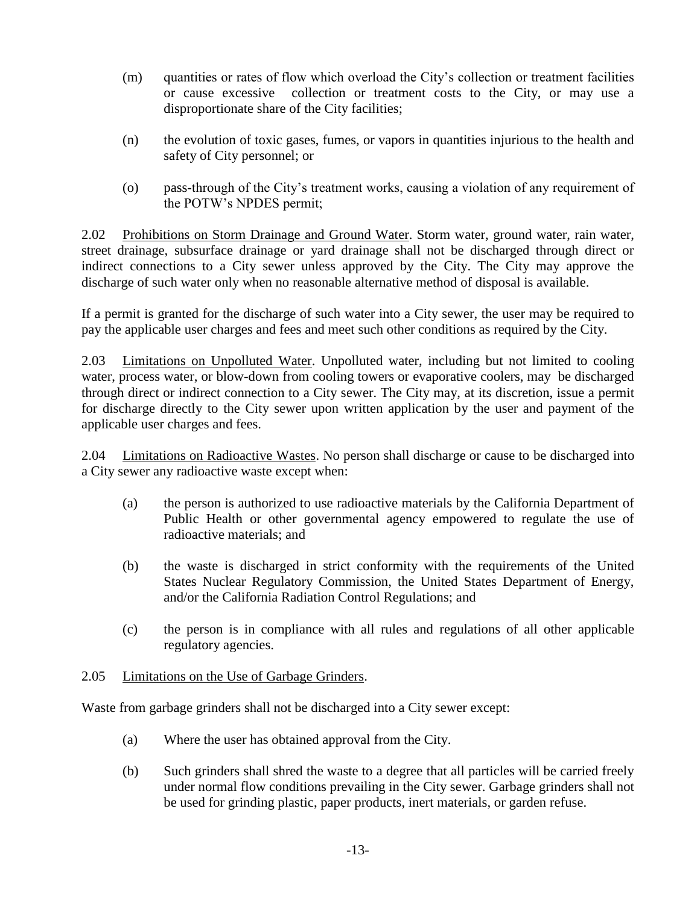(m) quantities or rates of flow which overload the City's collection or treatment facilities or cause excessive collection or treatment costs to the City, or may use a disproportionate share of the City facilities;

(n) the evolution of toxic gases, fumes, or vapors in quantities injurious to the health and safety of City personnel; or

(o) pass-through of the City's treatment works, causing a violation of any requirement of the POTW's NPDES permit;

2.02 Prohibitions on Storm Drainage and Ground Water. Storm water, ground water, rain water, street drainage, subsurface drainage or yard drainage shall not be discharged through direct or indirect connections to a City sewer unless approved by the City. The City may approve the discharge of such water only when no reasonable alternative method of disposal is available.

If a permit is granted for the discharge of such water into a City sewer, the user may be required to pay the applicable user charges and fees and meet such other conditions as required by the City.

2.03 Limitations on Unpolluted Water. Unpolluted water, including but not limited to cooling water, process water, or blow-down from cooling towers or evaporative coolers, may be discharged through direct or indirect connection to a City sewer. The City may, at its discretion, issue a permit for discharge directly to the City sewer upon written application by the user and payment of the applicable user charges and fees.

2.04 Limitations on Radioactive Wastes. No person shall discharge or cause to be discharged into a City sewer any radioactive waste except when:

(a) the person is authorized to use radioactive materials by the California Department of Public Health or other governmental agency empowered to regulate the use of radioactive materials; and

(b) the waste is discharged in strict conformity with the requirements of the United States Nuclear Regulatory Commission, the United States Department of Energy, and/or the California Radiation Control Regulations; and

(c) the person is in compliance with all rules and regulations of all other applicable regulatory agencies.

2.05 Limitations on the Use of Garbage Grinders.

Waste from garbage grinders shall not be discharged into a City sewer except:

(a) Where the user has obtained approval from the City.

(b) Such grinders shall shred the waste to a degree that all particles will be carried freely under normal flow conditions prevailing in the City sewer. Garbage grinders shall not be used for grinding plastic, paper products, inert materials, or garden refuse.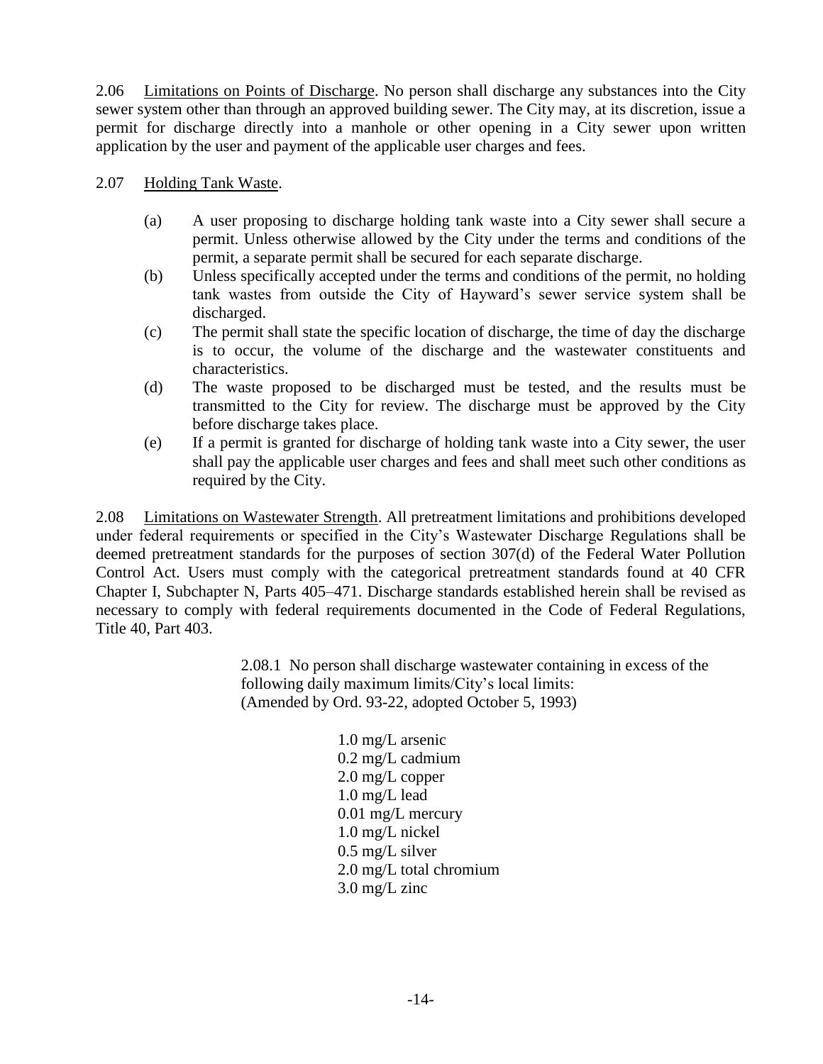2.06 Limitations on Points of Discharge. No person shall discharge any substances into the City sewer system other than through an approved building sewer. The City may, at its discretion, issue a permit for discharge directly into a manhole or other opening in a City sewer upon written application by the user and payment of the applicable user charges and fees.

2.07 Holding Tank Waste.

(a) A user proposing to discharge holding tank waste into a City sewer shall secure a permit. Unless otherwise allowed by the City under the terms and conditions of the permit, a separate permit shall be secured for each separate discharge.

(b) Unless specifically accepted under the terms and conditions of the permit, no holding tank wastes from outside the City of Hayward's sewer service system shall be discharged.

(c) The permit shall state the specific location of discharge, the time of day the discharge is to occur, the volume of the discharge and the wastewater constituents and characteristics.

(d) The waste proposed to be discharged must be tested, and the results must be transmitted to the City for review. The discharge must be approved by the City before discharge takes place.

(e) If a permit is granted for discharge of holding tank waste into a City sewer, the user shall pay the applicable user charges and fees and shall meet such other conditions as required by the City.

2.08 Limitations on Wastewater Strength. All pretreatment limitations and prohibitions developed under federal requirements or specified in the City's Wastewater Discharge Regulations shall be deemed pretreatment standards for the purposes of section 307(d) of the Federal Water Pollution Control Act. Users must comply with the categorical pretreatment standards found at 40 CFR Chapter I, Subchapter N, Parts 405–471. Discharge standards established herein shall be revised as necessary to comply with federal requirements documented in the Code of Federal Regulations, Title 40, Part 403.

2.08.1 No person shall discharge wastewater containing in excess of the following daily maximum limits/City's local limits:
(Amended by Ord. 93-22, adopted October 5, 1993)

1.0 mg/L arsenic
0.2 mg/L cadmium
2.0 mg/L copper
1.0 mg/L lead
0.01 mg/L mercury
1.0 mg/L nickel
0.5 mg/L silver
2.0 mg/L total chromium
3.0 mg/L zinc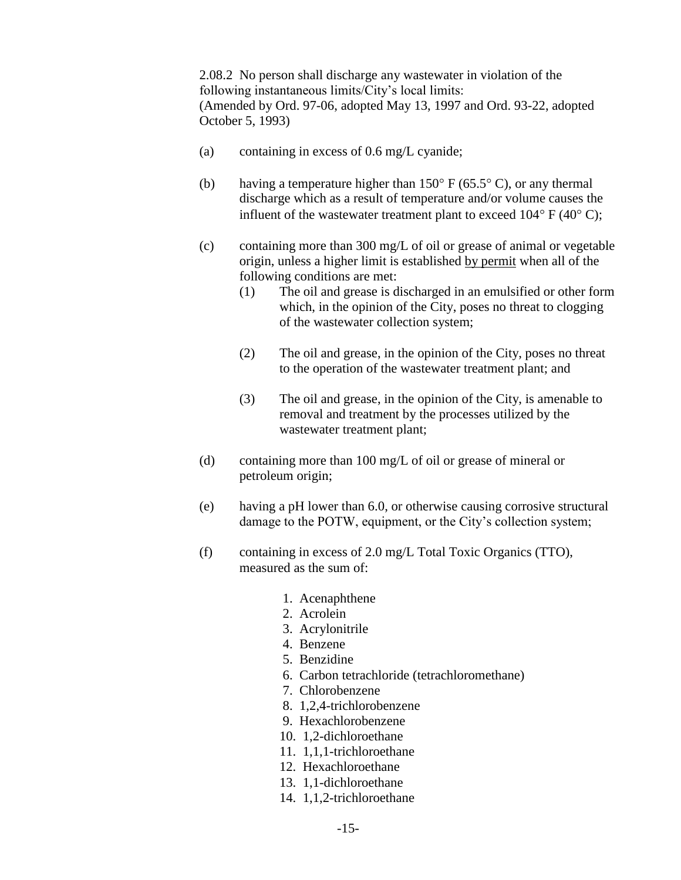2.08.2 No person shall discharge any wastewater in violation of the following instantaneous limits/City's local limits:
(Amended by Ord. 97-06, adopted May 13, 1997 and Ord. 93-22, adopted October 5, 1993)

(a) containing in excess of 0.6 mg/L cyanide;

(b) having a temperature higher than 150° F (65.5° C), or any thermal discharge which as a result of temperature and/or volume causes the influent of the wastewater treatment plant to exceed 104° F (40° C);

(c) containing more than 300 mg/L of oil or grease of animal or vegetable origin, unless a higher limit is established <u>by permit</u> when all of the following conditions are met:

  (1) The oil and grease is discharged in an emulsified or other form which, in the opinion of the City, poses no threat to clogging of the wastewater collection system;

  (2) The oil and grease, in the opinion of the City, poses no threat to the operation of the wastewater treatment plant; and

  (3) The oil and grease, in the opinion of the City, is amenable to removal and treatment by the processes utilized by the wastewater treatment plant;

(d) containing more than 100 mg/L of oil or grease of mineral or petroleum origin;

(e) having a pH lower than 6.0, or otherwise causing corrosive structural damage to the POTW, equipment, or the City's collection system;

(f) containing in excess of 2.0 mg/L Total Toxic Organics (TTO), measured as the sum of:

1. Acenaphthene
2. Acrolein
3. Acrylonitrile
4. Benzene
5. Benzidine
6. Carbon tetrachloride (tetrachloromethane)
7. Chlorobenzene
8. 1,2,4-trichlorobenzene
9. Hexachlorobenzene
10. 1,2-dichloroethane
11. 1,1,1-trichloroethane
12. Hexachloroethane
13. 1,1-dichloroethane
14. 1,1,2-trichloroethane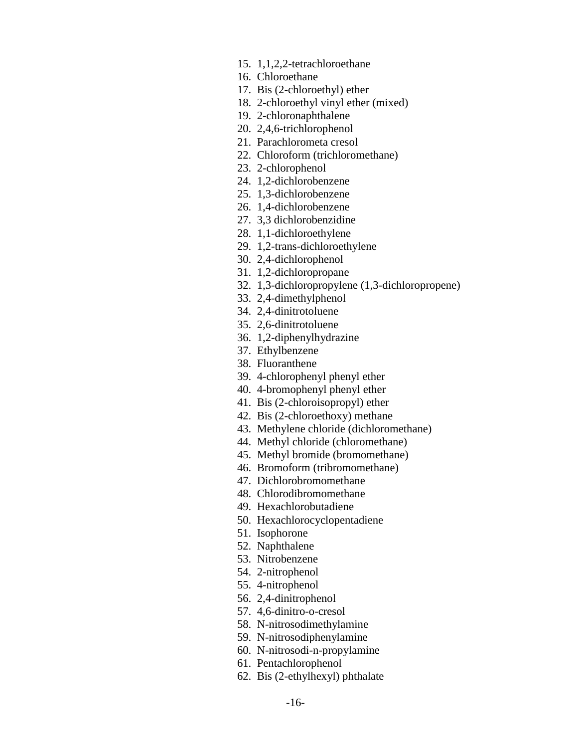15. 1,1,2,2-tetrachloroethane
16. Chloroethane
17. Bis (2-chloroethyl) ether
18. 2-chloroethyl vinyl ether (mixed)
19. 2-chloronaphthalene
20. 2,4,6-trichlorophenol
21. Parachlorometa cresol
22. Chloroform (trichloromethane)
23. 2-chlorophenol
24. 1,2-dichlorobenzene
25. 1,3-dichlorobenzene
26. 1,4-dichlorobenzene
27. 3,3 dichlorobenzidine
28. 1,1-dichloroethylene
29. 1,2-trans-dichloroethylene
30. 2,4-dichlorophenol
31. 1,2-dichloropropane
32. 1,3-dichloropropylene (1,3-dichloropropene)
33. 2,4-dimethylphenol
34. 2,4-dinitrotoluene
35. 2,6-dinitrotoluene
36. 1,2-diphenylhydrazine
37. Ethylbenzene
38. Fluoranthene
39. 4-chlorophenyl phenyl ether
40. 4-bromophenyl phenyl ether
41. Bis (2-chloroisopropyl) ether
42. Bis (2-chloroethoxy) methane
43. Methylene chloride (dichloromethane)
44. Methyl chloride (chloromethane)
45. Methyl bromide (bromomethane)
46. Bromoform (tribromomethane)
47. Dichlorobromomethane
48. Chlorodibromomethane
49. Hexachlorobutadiene
50. Hexachlorocyclopentadiene
51. Isophorone
52. Naphthalene
53. Nitrobenzene
54. 2-nitrophenol
55. 4-nitrophenol
56. 2,4-dinitrophenol
57. 4,6-dinitro-o-cresol
58. N-nitrosodimethylamine
59. N-nitrosodiphenylamine
60. N-nitrosodi-n-propylamine
61. Pentachlorophenol
62. Bis (2-ethylhexyl) phthalate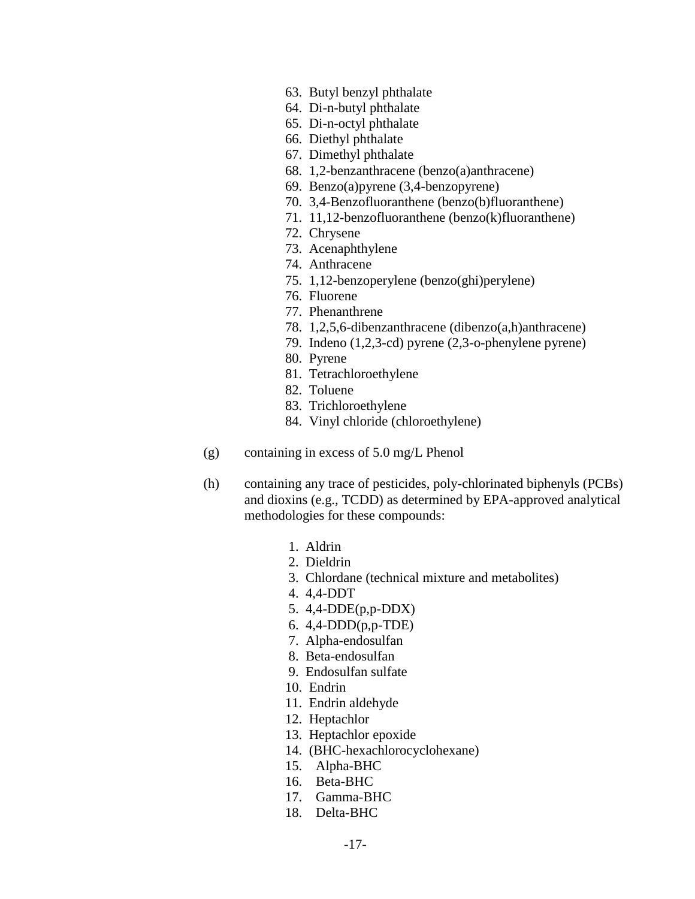63. Butyl benzyl phthalate
64. Di-n-butyl phthalate
65. Di-n-octyl phthalate
66. Diethyl phthalate
67. Dimethyl phthalate
68. 1,2-benzanthracene (benzo(a)anthracene)
69. Benzo(a)pyrene (3,4-benzopyrene)
70. 3,4-Benzofluoranthene (benzo(b)fluoranthene)
71. 11,12-benzofluoranthene (benzo(k)fluoranthene)
72. Chrysene
73. Acenaphthylene
74. Anthracene
75. 1,12-benzoperylene (benzo(ghi)perylene)
76. Fluorene
77. Phenanthrene
78. 1,2,5,6-dibenzanthracene (dibenzo(a,h)anthracene)
79. Indeno (1,2,3-cd) pyrene (2,3-o-phenylene pyrene)
80. Pyrene
81. Tetrachloroethylene
82. Toluene
83. Trichloroethylene
84. Vinyl chloride (chloroethylene)

(g) containing in excess of 5.0 mg/L Phenol

(h) containing any trace of pesticides, poly-chlorinated biphenyls (PCBs) and dioxins (e.g., TCDD) as determined by EPA-approved analytical methodologies for these compounds:

1. Aldrin
2. Dieldrin
3. Chlordane (technical mixture and metabolites)
4. 4,4-DDT
5. 4,4-DDE(p,p-DDX)
6. 4,4-DDD(p,p-TDE)
7. Alpha-endosulfan
8. Beta-endosulfan
9. Endosulfan sulfate
10. Endrin
11. Endrin aldehyde
12. Heptachlor
13. Heptachlor epoxide
14. (BHC-hexachlorocyclohexane)
15. Alpha-BHC
16. Beta-BHC
17. Gamma-BHC
18. Delta-BHC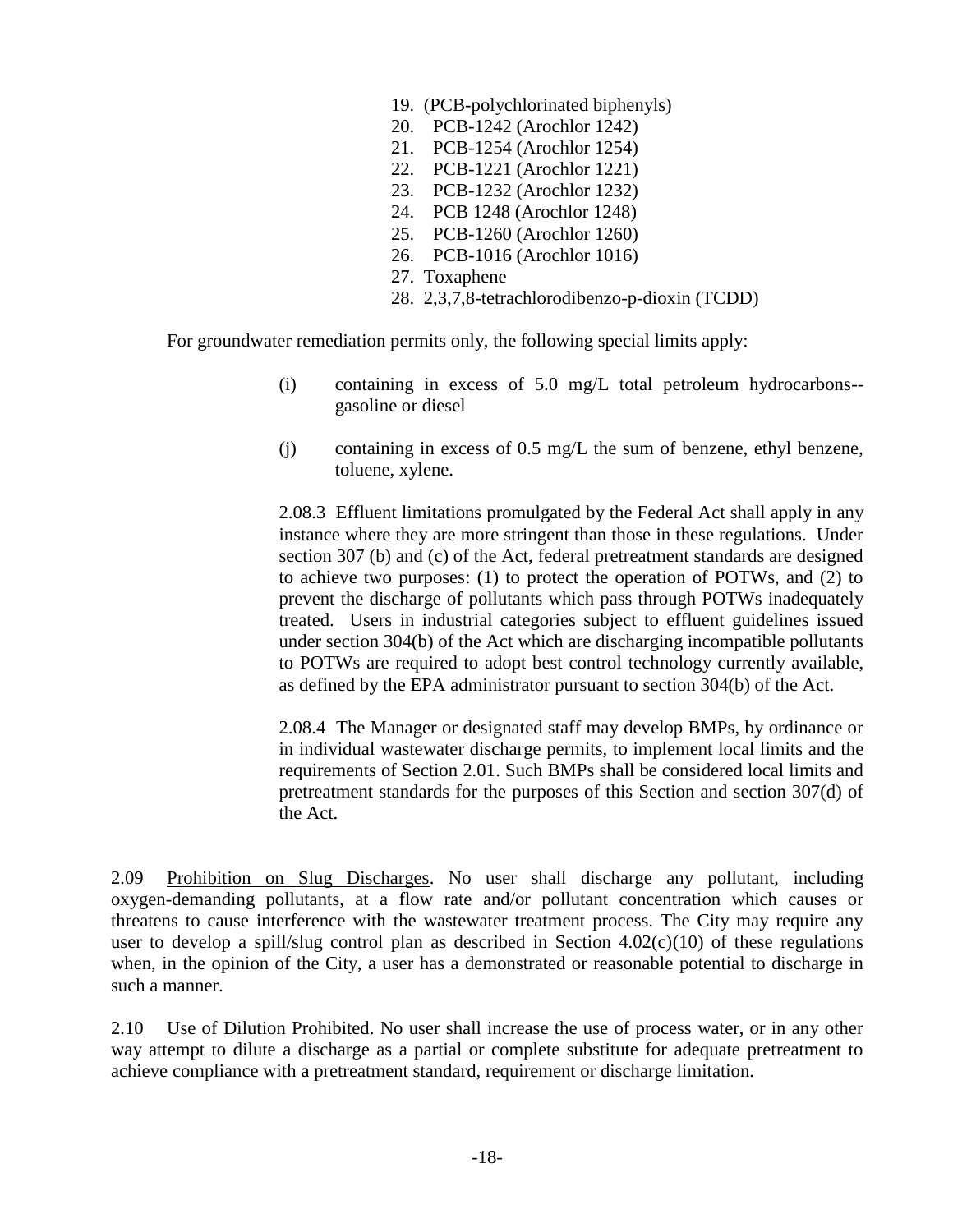19. (PCB-polychlorinated biphenyls)
20. PCB-1242 (Arochlor 1242)
21. PCB-1254 (Arochlor 1254)
22. PCB-1221 (Arochlor 1221)
23. PCB-1232 (Arochlor 1232)
24. PCB 1248 (Arochlor 1248)
25. PCB-1260 (Arochlor 1260)
26. PCB-1016 (Arochlor 1016)
27. Toxaphene
28. 2,3,7,8-tetrachlorodibenzo-p-dioxin (TCDD)

For groundwater remediation permits only, the following special limits apply:

(i) containing in excess of 5.0 mg/L total petroleum hydrocarbons--gasoline or diesel

(j) containing in excess of 0.5 mg/L the sum of benzene, ethyl benzene, toluene, xylene.

2.08.3 Effluent limitations promulgated by the Federal Act shall apply in any instance where they are more stringent than those in these regulations. Under section 307 (b) and (c) of the Act, federal pretreatment standards are designed to achieve two purposes: (1) to protect the operation of POTWs, and (2) to prevent the discharge of pollutants which pass through POTWs inadequately treated. Users in industrial categories subject to effluent guidelines issued under section 304(b) of the Act which are discharging incompatible pollutants to POTWs are required to adopt best control technology currently available, as defined by the EPA administrator pursuant to section 304(b) of the Act.

2.08.4 The Manager or designated staff may develop BMPs, by ordinance or in individual wastewater discharge permits, to implement local limits and the requirements of Section 2.01. Such BMPs shall be considered local limits and pretreatment standards for the purposes of this Section and section 307(d) of the Act.

2.09 Prohibition on Slug Discharges. No user shall discharge any pollutant, including oxygen-demanding pollutants, at a flow rate and/or pollutant concentration which causes or threatens to cause interference with the wastewater treatment process. The City may require any user to develop a spill/slug control plan as described in Section 4.02(c)(10) of these regulations when, in the opinion of the City, a user has a demonstrated or reasonable potential to discharge in such a manner.

2.10 Use of Dilution Prohibited. No user shall increase the use of process water, or in any other way attempt to dilute a discharge as a partial or complete substitute for adequate pretreatment to achieve compliance with a pretreatment standard, requirement or discharge limitation.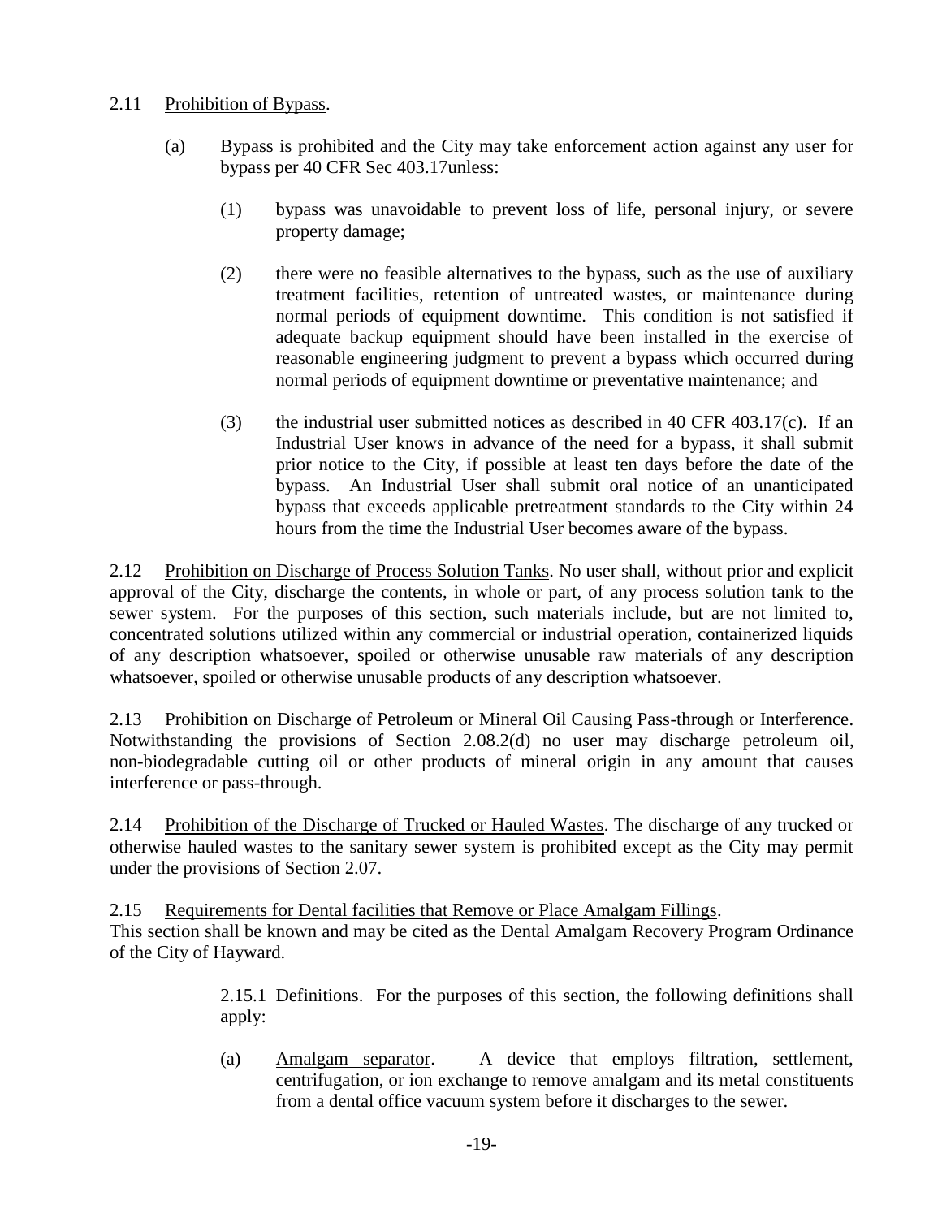2.11 Prohibition of Bypass.

(a) Bypass is prohibited and the City may take enforcement action against any user for bypass per 40 CFR Sec 403.17unless:

(1) bypass was unavoidable to prevent loss of life, personal injury, or severe property damage;

(2) there were no feasible alternatives to the bypass, such as the use of auxiliary treatment facilities, retention of untreated wastes, or maintenance during normal periods of equipment downtime. This condition is not satisfied if adequate backup equipment should have been installed in the exercise of reasonable engineering judgment to prevent a bypass which occurred during normal periods of equipment downtime or preventative maintenance; and

(3) the industrial user submitted notices as described in 40 CFR 403.17(c). If an Industrial User knows in advance of the need for a bypass, it shall submit prior notice to the City, if possible at least ten days before the date of the bypass. An Industrial User shall submit oral notice of an unanticipated bypass that exceeds applicable pretreatment standards to the City within 24 hours from the time the Industrial User becomes aware of the bypass.

2.12 Prohibition on Discharge of Process Solution Tanks. No user shall, without prior and explicit approval of the City, discharge the contents, in whole or part, of any process solution tank to the sewer system. For the purposes of this section, such materials include, but are not limited to, concentrated solutions utilized within any commercial or industrial operation, containerized liquids of any description whatsoever, spoiled or otherwise unusable raw materials of any description whatsoever, spoiled or otherwise unusable products of any description whatsoever.

2.13 Prohibition on Discharge of Petroleum or Mineral Oil Causing Pass-through or Interference. Notwithstanding the provisions of Section 2.08.2(d) no user may discharge petroleum oil, non-biodegradable cutting oil or other products of mineral origin in any amount that causes interference or pass-through.

2.14 Prohibition of the Discharge of Trucked or Hauled Wastes. The discharge of any trucked or otherwise hauled wastes to the sanitary sewer system is prohibited except as the City may permit under the provisions of Section 2.07.

2.15 Requirements for Dental facilities that Remove or Place Amalgam Fillings.
This section shall be known and may be cited as the Dental Amalgam Recovery Program Ordinance of the City of Hayward.

2.15.1 Definitions. For the purposes of this section, the following definitions shall apply:

(a) Amalgam separator. A device that employs filtration, settlement, centrifugation, or ion exchange to remove amalgam and its metal constituents from a dental office vacuum system before it discharges to the sewer.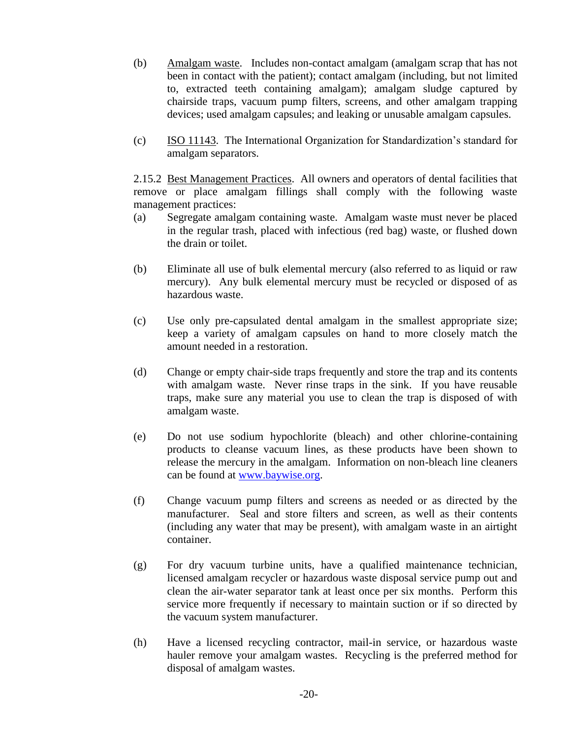(b) Amalgam waste. Includes non-contact amalgam (amalgam scrap that has not been in contact with the patient); contact amalgam (including, but not limited to, extracted teeth containing amalgam); amalgam sludge captured by chairside traps, vacuum pump filters, screens, and other amalgam trapping devices; used amalgam capsules; and leaking or unusable amalgam capsules.

(c) ISO 11143. The International Organization for Standardization's standard for amalgam separators.

2.15.2 Best Management Practices. All owners and operators of dental facilities that remove or place amalgam fillings shall comply with the following waste management practices:

(a) Segregate amalgam containing waste. Amalgam waste must never be placed in the regular trash, placed with infectious (red bag) waste, or flushed down the drain or toilet.

(b) Eliminate all use of bulk elemental mercury (also referred to as liquid or raw mercury). Any bulk elemental mercury must be recycled or disposed of as hazardous waste.

(c) Use only pre-capsulated dental amalgam in the smallest appropriate size; keep a variety of amalgam capsules on hand to more closely match the amount needed in a restoration.

(d) Change or empty chair-side traps frequently and store the trap and its contents with amalgam waste. Never rinse traps in the sink. If you have reusable traps, make sure any material you use to clean the trap is disposed of with amalgam waste.

(e) Do not use sodium hypochlorite (bleach) and other chlorine-containing products to cleanse vacuum lines, as these products have been shown to release the mercury in the amalgam. Information on non-bleach line cleaners can be found at www.baywise.org.

(f) Change vacuum pump filters and screens as needed or as directed by the manufacturer. Seal and store filters and screen, as well as their contents (including any water that may be present), with amalgam waste in an airtight container.

(g) For dry vacuum turbine units, have a qualified maintenance technician, licensed amalgam recycler or hazardous waste disposal service pump out and clean the air-water separator tank at least once per six months. Perform this service more frequently if necessary to maintain suction or if so directed by the vacuum system manufacturer.

(h) Have a licensed recycling contractor, mail-in service, or hazardous waste hauler remove your amalgam wastes. Recycling is the preferred method for disposal of amalgam wastes.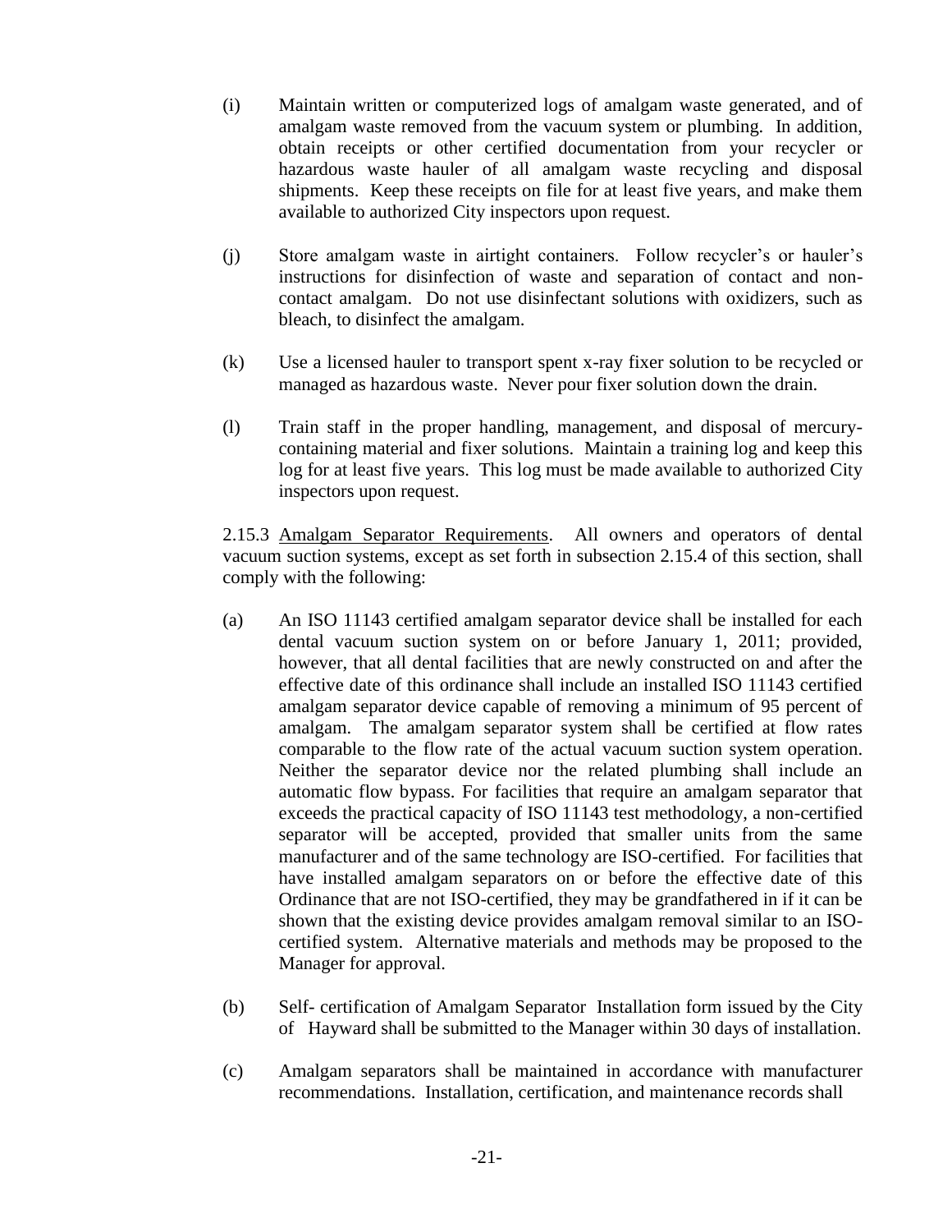(i) Maintain written or computerized logs of amalgam waste generated, and of amalgam waste removed from the vacuum system or plumbing. In addition, obtain receipts or other certified documentation from your recycler or hazardous waste hauler of all amalgam waste recycling and disposal shipments. Keep these receipts on file for at least five years, and make them available to authorized City inspectors upon request.

(j) Store amalgam waste in airtight containers. Follow recycler's or hauler's instructions for disinfection of waste and separation of contact and non-contact amalgam. Do not use disinfectant solutions with oxidizers, such as bleach, to disinfect the amalgam.

(k) Use a licensed hauler to transport spent x-ray fixer solution to be recycled or managed as hazardous waste. Never pour fixer solution down the drain.

(l) Train staff in the proper handling, management, and disposal of mercury-containing material and fixer solutions. Maintain a training log and keep this log for at least five years. This log must be made available to authorized City inspectors upon request.

2.15.3 <u>Amalgam Separator Requirements</u>. All owners and operators of dental vacuum suction systems, except as set forth in subsection 2.15.4 of this section, shall comply with the following:

(a) An ISO 11143 certified amalgam separator device shall be installed for each dental vacuum suction system on or before January 1, 2011; provided, however, that all dental facilities that are newly constructed on and after the effective date of this ordinance shall include an installed ISO 11143 certified amalgam separator device capable of removing a minimum of 95 percent of amalgam. The amalgam separator system shall be certified at flow rates comparable to the flow rate of the actual vacuum suction system operation. Neither the separator device nor the related plumbing shall include an automatic flow bypass. For facilities that require an amalgam separator that exceeds the practical capacity of ISO 11143 test methodology, a non-certified separator will be accepted, provided that smaller units from the same manufacturer and of the same technology are ISO-certified. For facilities that have installed amalgam separators on or before the effective date of this Ordinance that are not ISO-certified, they may be grandfathered in if it can be shown that the existing device provides amalgam removal similar to an ISO-certified system. Alternative materials and methods may be proposed to the Manager for approval.

(b) Self- certification of Amalgam Separator Installation form issued by the City of Hayward shall be submitted to the Manager within 30 days of installation.

(c) Amalgam separators shall be maintained in accordance with manufacturer recommendations. Installation, certification, and maintenance records shall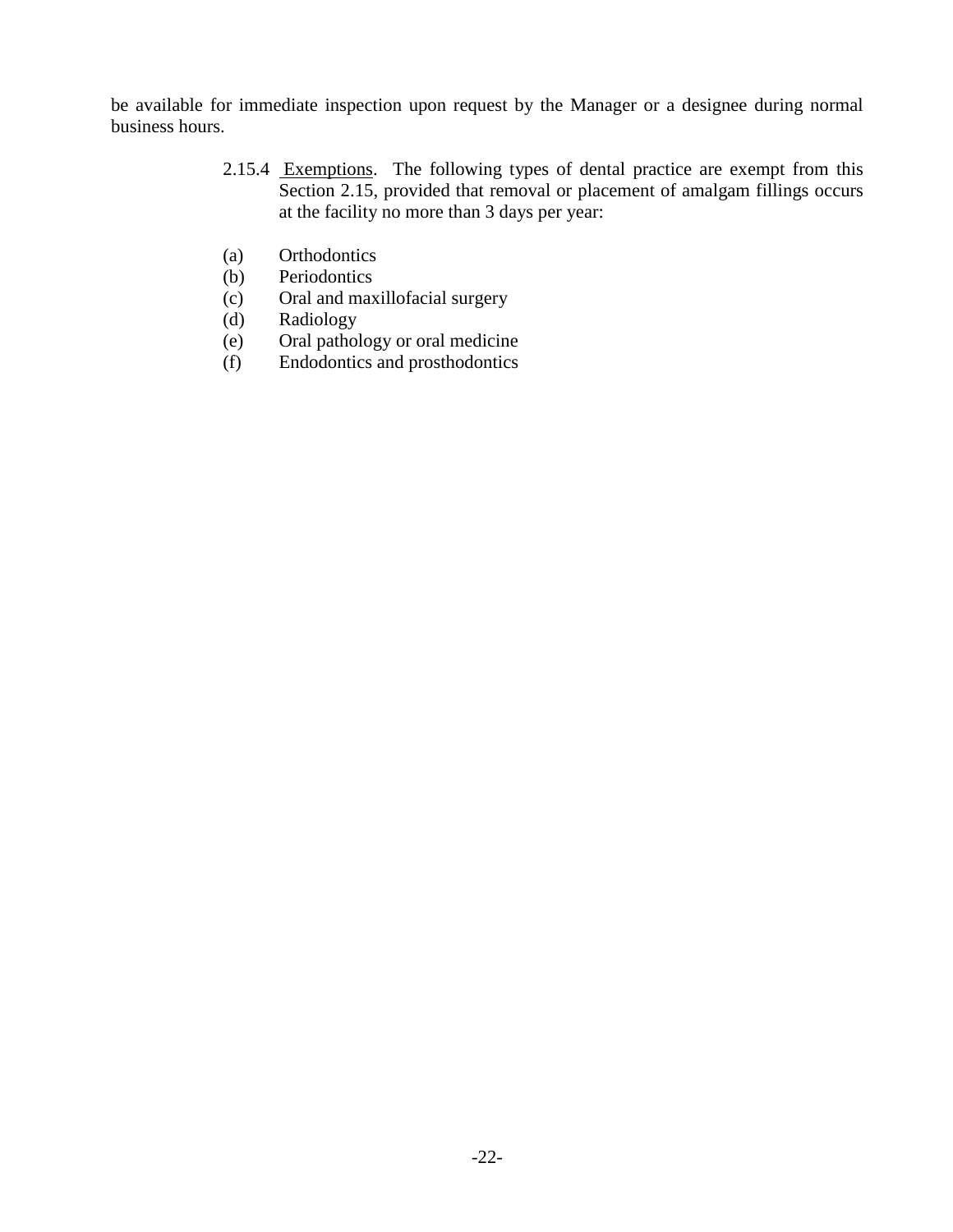be available for immediate inspection upon request by the Manager or a designee during normal business hours.

2.15.4 Exemptions. The following types of dental practice are exempt from this Section 2.15, provided that removal or placement of amalgam fillings occurs at the facility no more than 3 days per year:

(a) Orthodontics
(b) Periodontics
(c) Oral and maxillofacial surgery
(d) Radiology
(e) Oral pathology or oral medicine
(f) Endodontics and prosthodontics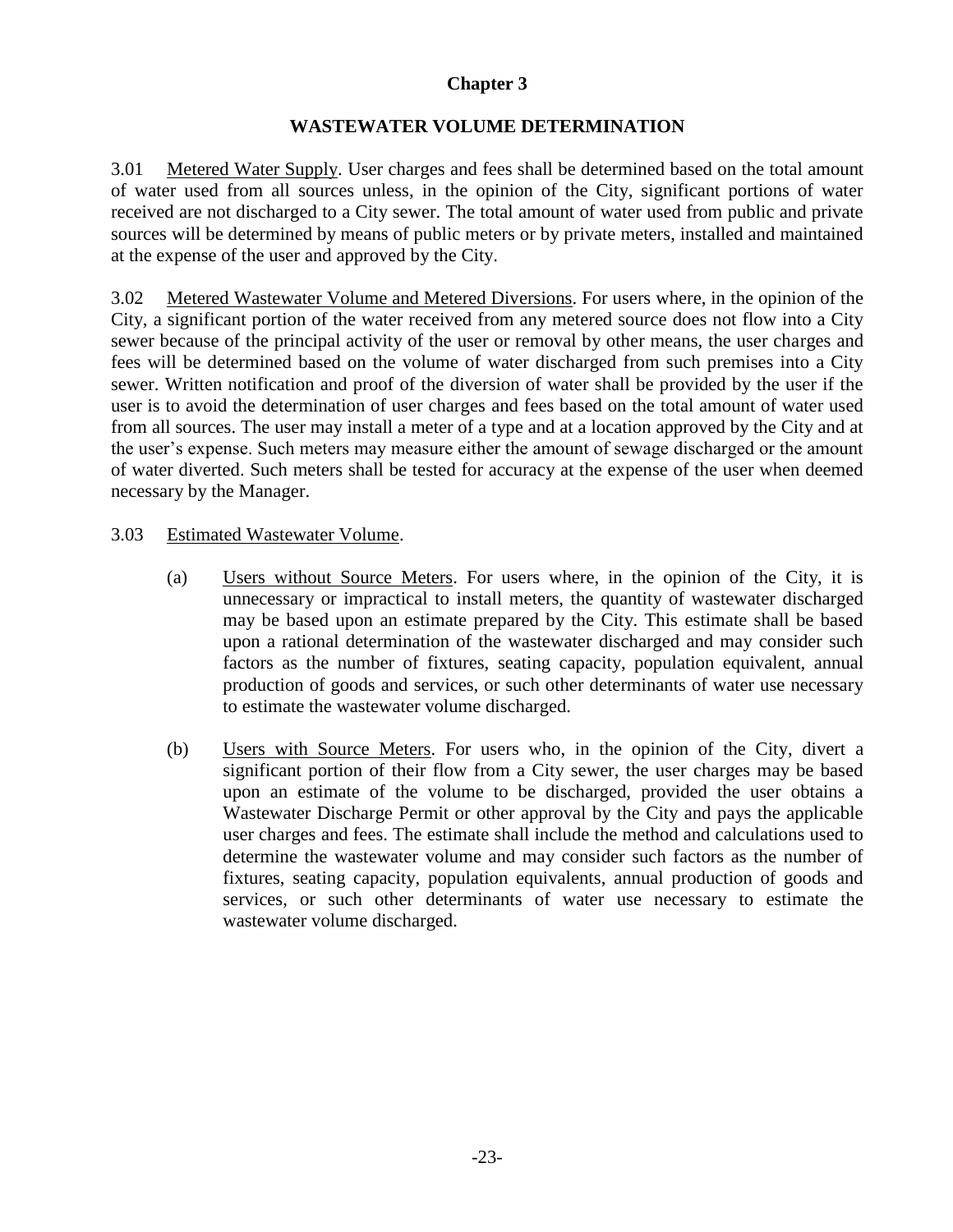# Chapter 3

## WASTEWATER VOLUME DETERMINATION

3.01 Metered Water Supply. User charges and fees shall be determined based on the total amount of water used from all sources unless, in the opinion of the City, significant portions of water received are not discharged to a City sewer. The total amount of water used from public and private sources will be determined by means of public meters or by private meters, installed and maintained at the expense of the user and approved by the City.

3.02 Metered Wastewater Volume and Metered Diversions. For users where, in the opinion of the City, a significant portion of the water received from any metered source does not flow into a City sewer because of the principal activity of the user or removal by other means, the user charges and fees will be determined based on the volume of water discharged from such premises into a City sewer. Written notification and proof of the diversion of water shall be provided by the user if the user is to avoid the determination of user charges and fees based on the total amount of water used from all sources. The user may install a meter of a type and at a location approved by the City and at the user's expense. Such meters may measure either the amount of sewage discharged or the amount of water diverted. Such meters shall be tested for accuracy at the expense of the user when deemed necessary by the Manager.

3.03 Estimated Wastewater Volume.

(a) Users without Source Meters. For users where, in the opinion of the City, it is unnecessary or impractical to install meters, the quantity of wastewater discharged may be based upon an estimate prepared by the City. This estimate shall be based upon a rational determination of the wastewater discharged and may consider such factors as the number of fixtures, seating capacity, population equivalent, annual production of goods and services, or such other determinants of water use necessary to estimate the wastewater volume discharged.

(b) Users with Source Meters. For users who, in the opinion of the City, divert a significant portion of their flow from a City sewer, the user charges may be based upon an estimate of the volume to be discharged, provided the user obtains a Wastewater Discharge Permit or other approval by the City and pays the applicable user charges and fees. The estimate shall include the method and calculations used to determine the wastewater volume and may consider such factors as the number of fixtures, seating capacity, population equivalents, annual production of goods and services, or such other determinants of water use necessary to estimate the wastewater volume discharged.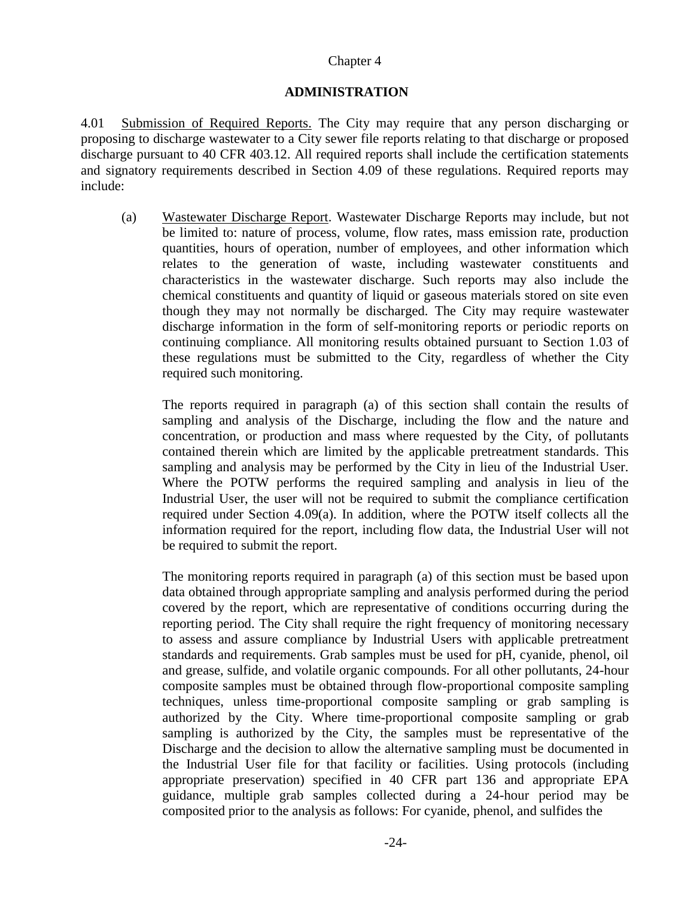# Chapter 4

## ADMINISTRATION

4.01 Submission of Required Reports. The City may require that any person discharging or proposing to discharge wastewater to a City sewer file reports relating to that discharge or proposed discharge pursuant to 40 CFR 403.12. All required reports shall include the certification statements and signatory requirements described in Section 4.09 of these regulations. Required reports may include:

(a) Wastewater Discharge Report. Wastewater Discharge Reports may include, but not be limited to: nature of process, volume, flow rates, mass emission rate, production quantities, hours of operation, number of employees, and other information which relates to the generation of waste, including wastewater constituents and characteristics in the wastewater discharge. Such reports may also include the chemical constituents and quantity of liquid or gaseous materials stored on site even though they may not normally be discharged. The City may require wastewater discharge information in the form of self-monitoring reports or periodic reports on continuing compliance. All monitoring results obtained pursuant to Section 1.03 of these regulations must be submitted to the City, regardless of whether the City required such monitoring.

The reports required in paragraph (a) of this section shall contain the results of sampling and analysis of the Discharge, including the flow and the nature and concentration, or production and mass where requested by the City, of pollutants contained therein which are limited by the applicable pretreatment standards. This sampling and analysis may be performed by the City in lieu of the Industrial User. Where the POTW performs the required sampling and analysis in lieu of the Industrial User, the user will not be required to submit the compliance certification required under Section 4.09(a). In addition, where the POTW itself collects all the information required for the report, including flow data, the Industrial User will not be required to submit the report.

The monitoring reports required in paragraph (a) of this section must be based upon data obtained through appropriate sampling and analysis performed during the period covered by the report, which are representative of conditions occurring during the reporting period. The City shall require the right frequency of monitoring necessary to assess and assure compliance by Industrial Users with applicable pretreatment standards and requirements. Grab samples must be used for pH, cyanide, phenol, oil and grease, sulfide, and volatile organic compounds. For all other pollutants, 24-hour composite samples must be obtained through flow-proportional composite sampling techniques, unless time-proportional composite sampling or grab sampling is authorized by the City. Where time-proportional composite sampling or grab sampling is authorized by the City, the samples must be representative of the Discharge and the decision to allow the alternative sampling must be documented in the Industrial User file for that facility or facilities. Using protocols (including appropriate preservation) specified in 40 CFR part 136 and appropriate EPA guidance, multiple grab samples collected during a 24-hour period may be composited prior to the analysis as follows: For cyanide, phenol, and sulfides the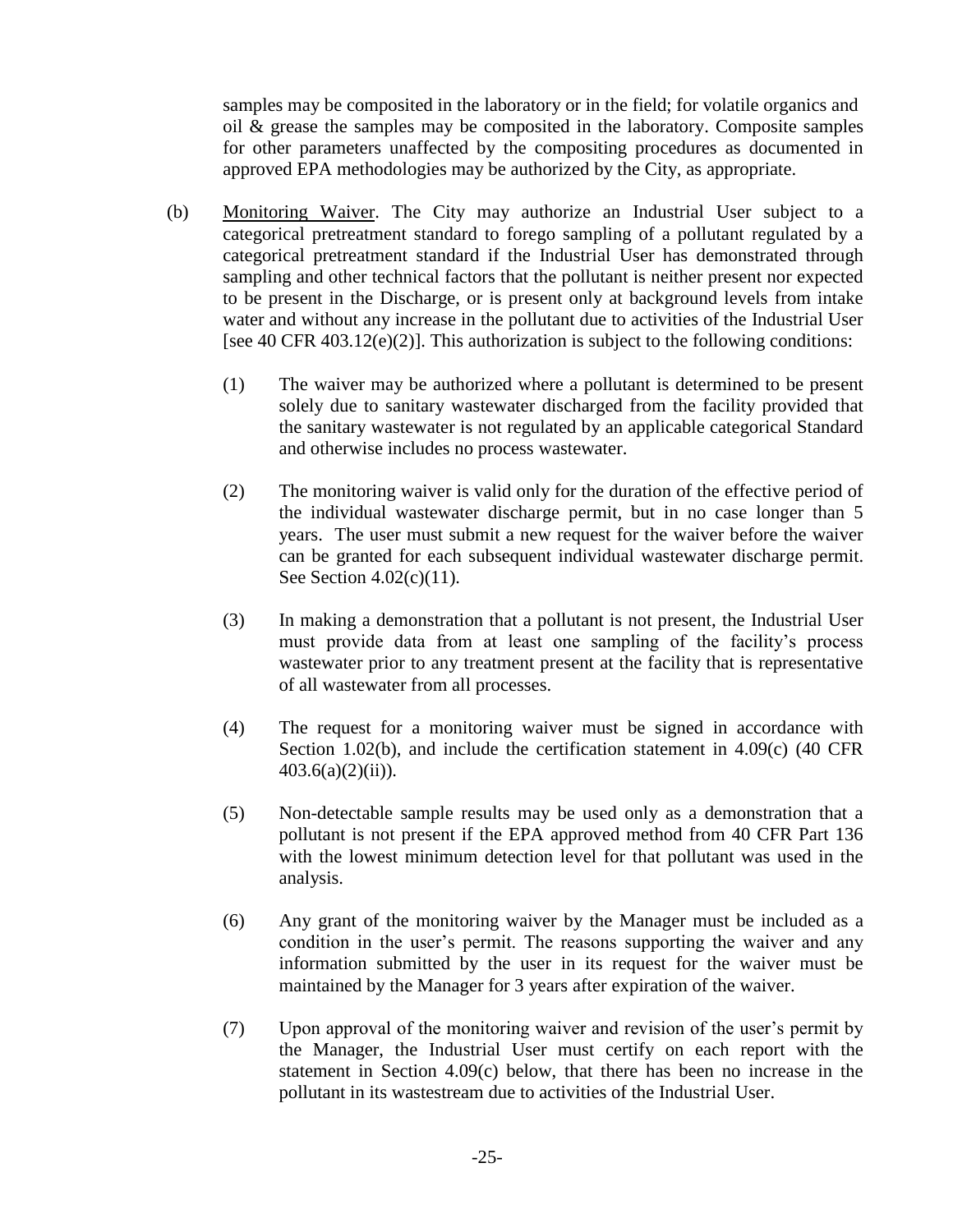samples may be composited in the laboratory or in the field; for volatile organics and oil & grease the samples may be composited in the laboratory. Composite samples for other parameters unaffected by the compositing procedures as documented in approved EPA methodologies may be authorized by the City, as appropriate.

(b) Monitoring Waiver. The City may authorize an Industrial User subject to a categorical pretreatment standard to forego sampling of a pollutant regulated by a categorical pretreatment standard if the Industrial User has demonstrated through sampling and other technical factors that the pollutant is neither present nor expected to be present in the Discharge, or is present only at background levels from intake water and without any increase in the pollutant due to activities of the Industrial User [see 40 CFR 403.12(e)(2)]. This authorization is subject to the following conditions:

(1) The waiver may be authorized where a pollutant is determined to be present solely due to sanitary wastewater discharged from the facility provided that the sanitary wastewater is not regulated by an applicable categorical Standard and otherwise includes no process wastewater.

(2) The monitoring waiver is valid only for the duration of the effective period of the individual wastewater discharge permit, but in no case longer than 5 years. The user must submit a new request for the waiver before the waiver can be granted for each subsequent individual wastewater discharge permit. See Section 4.02(c)(11).

(3) In making a demonstration that a pollutant is not present, the Industrial User must provide data from at least one sampling of the facility's process wastewater prior to any treatment present at the facility that is representative of all wastewater from all processes.

(4) The request for a monitoring waiver must be signed in accordance with Section 1.02(b), and include the certification statement in 4.09(c) (40 CFR 403.6(a)(2)(ii)).

(5) Non-detectable sample results may be used only as a demonstration that a pollutant is not present if the EPA approved method from 40 CFR Part 136 with the lowest minimum detection level for that pollutant was used in the analysis.

(6) Any grant of the monitoring waiver by the Manager must be included as a condition in the user's permit. The reasons supporting the waiver and any information submitted by the user in its request for the waiver must be maintained by the Manager for 3 years after expiration of the waiver.

(7) Upon approval of the monitoring waiver and revision of the user's permit by the Manager, the Industrial User must certify on each report with the statement in Section 4.09(c) below, that there has been no increase in the pollutant in its wastestream due to activities of the Industrial User.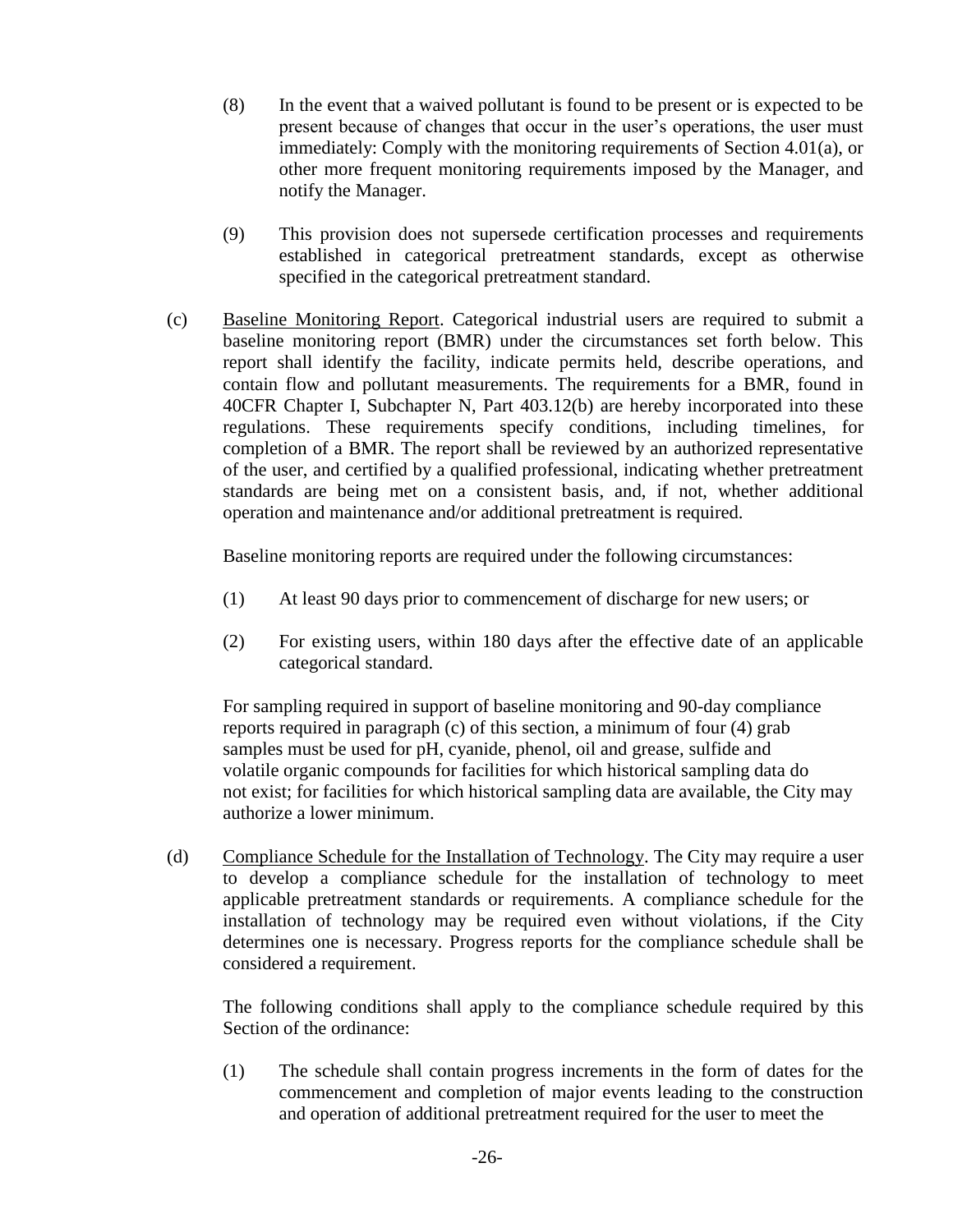(8) In the event that a waived pollutant is found to be present or is expected to be present because of changes that occur in the user's operations, the user must immediately: Comply with the monitoring requirements of Section 4.01(a), or other more frequent monitoring requirements imposed by the Manager, and notify the Manager.

(9) This provision does not supersede certification processes and requirements established in categorical pretreatment standards, except as otherwise specified in the categorical pretreatment standard.

(c) Baseline Monitoring Report. Categorical industrial users are required to submit a baseline monitoring report (BMR) under the circumstances set forth below. This report shall identify the facility, indicate permits held, describe operations, and contain flow and pollutant measurements. The requirements for a BMR, found in 40CFR Chapter I, Subchapter N, Part 403.12(b) are hereby incorporated into these regulations. These requirements specify conditions, including timelines, for completion of a BMR. The report shall be reviewed by an authorized representative of the user, and certified by a qualified professional, indicating whether pretreatment standards are being met on a consistent basis, and, if not, whether additional operation and maintenance and/or additional pretreatment is required.

Baseline monitoring reports are required under the following circumstances:

(1) At least 90 days prior to commencement of discharge for new users; or

(2) For existing users, within 180 days after the effective date of an applicable categorical standard.

For sampling required in support of baseline monitoring and 90-day compliance reports required in paragraph (c) of this section, a minimum of four (4) grab samples must be used for pH, cyanide, phenol, oil and grease, sulfide and volatile organic compounds for facilities for which historical sampling data do not exist; for facilities for which historical sampling data are available, the City may authorize a lower minimum.

(d) Compliance Schedule for the Installation of Technology. The City may require a user to develop a compliance schedule for the installation of technology to meet applicable pretreatment standards or requirements. A compliance schedule for the installation of technology may be required even without violations, if the City determines one is necessary. Progress reports for the compliance schedule shall be considered a requirement.

The following conditions shall apply to the compliance schedule required by this Section of the ordinance:

(1) The schedule shall contain progress increments in the form of dates for the commencement and completion of major events leading to the construction and operation of additional pretreatment required for the user to meet the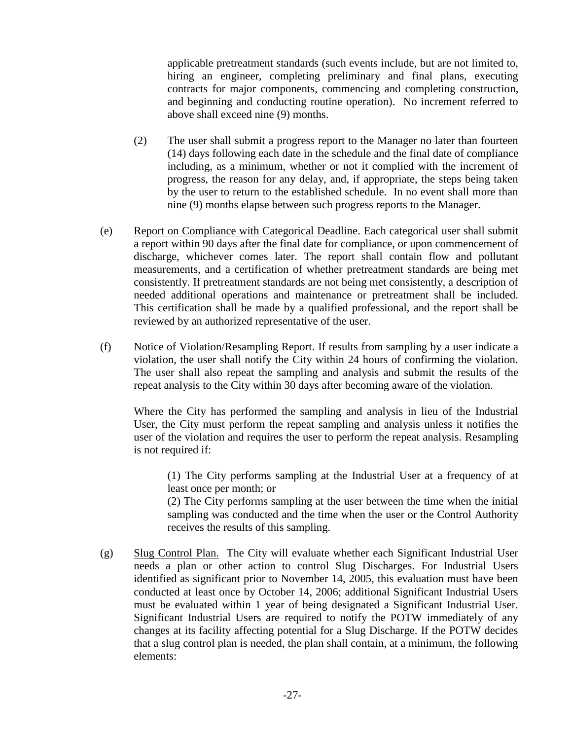applicable pretreatment standards (such events include, but are not limited to, hiring an engineer, completing preliminary and final plans, executing contracts for major components, commencing and completing construction, and beginning and conducting routine operation). No increment referred to above shall exceed nine (9) months.

(2) The user shall submit a progress report to the Manager no later than fourteen (14) days following each date in the schedule and the final date of compliance including, as a minimum, whether or not it complied with the increment of progress, the reason for any delay, and, if appropriate, the steps being taken by the user to return to the established schedule. In no event shall more than nine (9) months elapse between such progress reports to the Manager.

(e) Report on Compliance with Categorical Deadline. Each categorical user shall submit a report within 90 days after the final date for compliance, or upon commencement of discharge, whichever comes later. The report shall contain flow and pollutant measurements, and a certification of whether pretreatment standards are being met consistently. If pretreatment standards are not being met consistently, a description of needed additional operations and maintenance or pretreatment shall be included. This certification shall be made by a qualified professional, and the report shall be reviewed by an authorized representative of the user.

(f) Notice of Violation/Resampling Report. If results from sampling by a user indicate a violation, the user shall notify the City within 24 hours of confirming the violation. The user shall also repeat the sampling and analysis and submit the results of the repeat analysis to the City within 30 days after becoming aware of the violation.

Where the City has performed the sampling and analysis in lieu of the Industrial User, the City must perform the repeat sampling and analysis unless it notifies the user of the violation and requires the user to perform the repeat analysis. Resampling is not required if:

(1) The City performs sampling at the Industrial User at a frequency of at least once per month; or

(2) The City performs sampling at the user between the time when the initial sampling was conducted and the time when the user or the Control Authority receives the results of this sampling.

(g) Slug Control Plan. The City will evaluate whether each Significant Industrial User needs a plan or other action to control Slug Discharges. For Industrial Users identified as significant prior to November 14, 2005, this evaluation must have been conducted at least once by October 14, 2006; additional Significant Industrial Users must be evaluated within 1 year of being designated a Significant Industrial User. Significant Industrial Users are required to notify the POTW immediately of any changes at its facility affecting potential for a Slug Discharge. If the POTW decides that a slug control plan is needed, the plan shall contain, at a minimum, the following elements: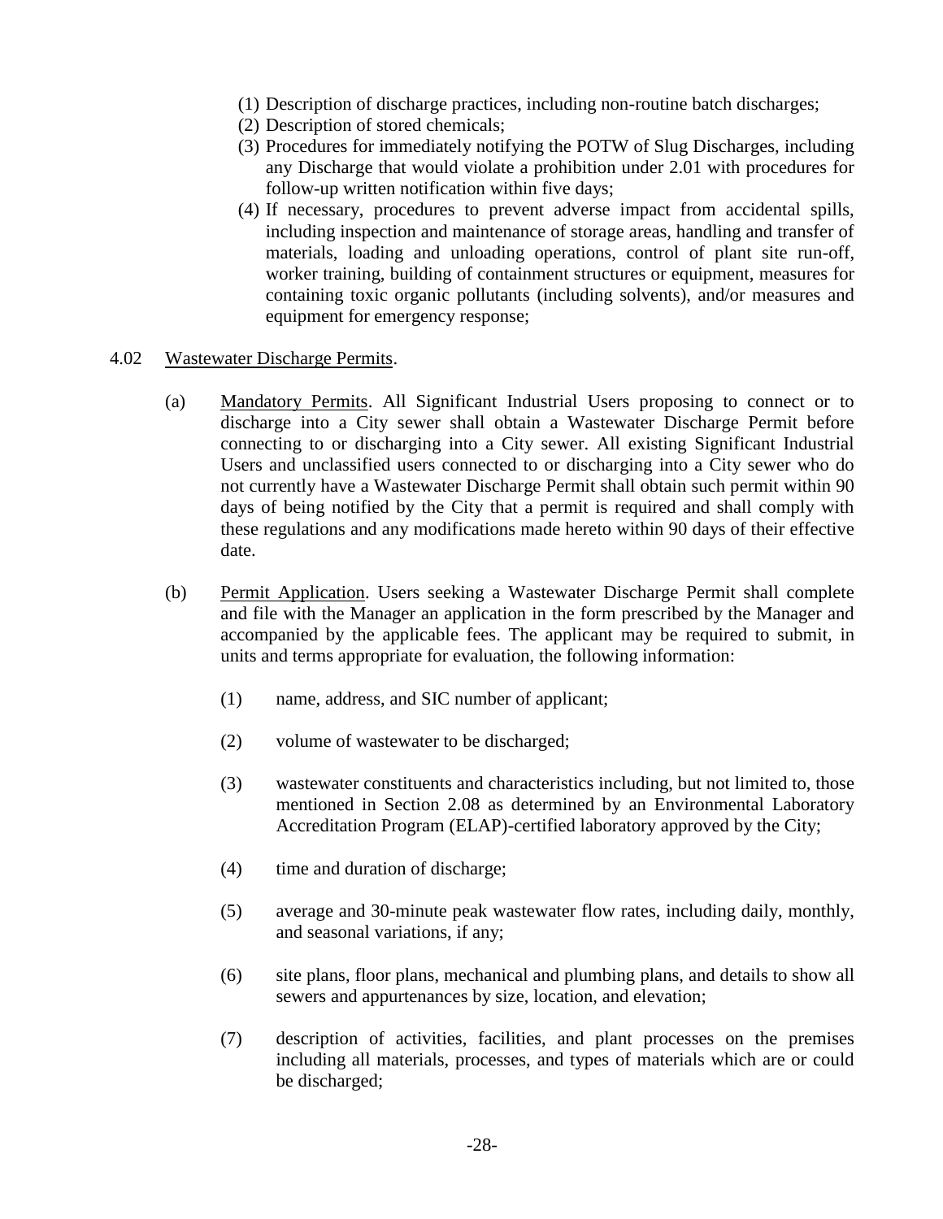(1) Description of discharge practices, including non-routine batch discharges;
(2) Description of stored chemicals;
(3) Procedures for immediately notifying the POTW of Slug Discharges, including any Discharge that would violate a prohibition under 2.01 with procedures for follow-up written notification within five days;
(4) If necessary, procedures to prevent adverse impact from accidental spills, including inspection and maintenance of storage areas, handling and transfer of materials, loading and unloading operations, control of plant site run-off, worker training, building of containment structures or equipment, measures for containing toxic organic pollutants (including solvents), and/or measures and equipment for emergency response;

4.02 <u>Wastewater Discharge Permits</u>.

(a) <u>Mandatory Permits</u>. All Significant Industrial Users proposing to connect or to discharge into a City sewer shall obtain a Wastewater Discharge Permit before connecting to or discharging into a City sewer. All existing Significant Industrial Users and unclassified users connected to or discharging into a City sewer who do not currently have a Wastewater Discharge Permit shall obtain such permit within 90 days of being notified by the City that a permit is required and shall comply with these regulations and any modifications made hereto within 90 days of their effective date.

(b) <u>Permit Application</u>. Users seeking a Wastewater Discharge Permit shall complete and file with the Manager an application in the form prescribed by the Manager and accompanied by the applicable fees. The applicant may be required to submit, in units and terms appropriate for evaluation, the following information:

(1) name, address, and SIC number of applicant;

(2) volume of wastewater to be discharged;

(3) wastewater constituents and characteristics including, but not limited to, those mentioned in Section 2.08 as determined by an Environmental Laboratory Accreditation Program (ELAP)-certified laboratory approved by the City;

(4) time and duration of discharge;

(5) average and 30-minute peak wastewater flow rates, including daily, monthly, and seasonal variations, if any;

(6) site plans, floor plans, mechanical and plumbing plans, and details to show all sewers and appurtenances by size, location, and elevation;

(7) description of activities, facilities, and plant processes on the premises including all materials, processes, and types of materials which are or could be discharged;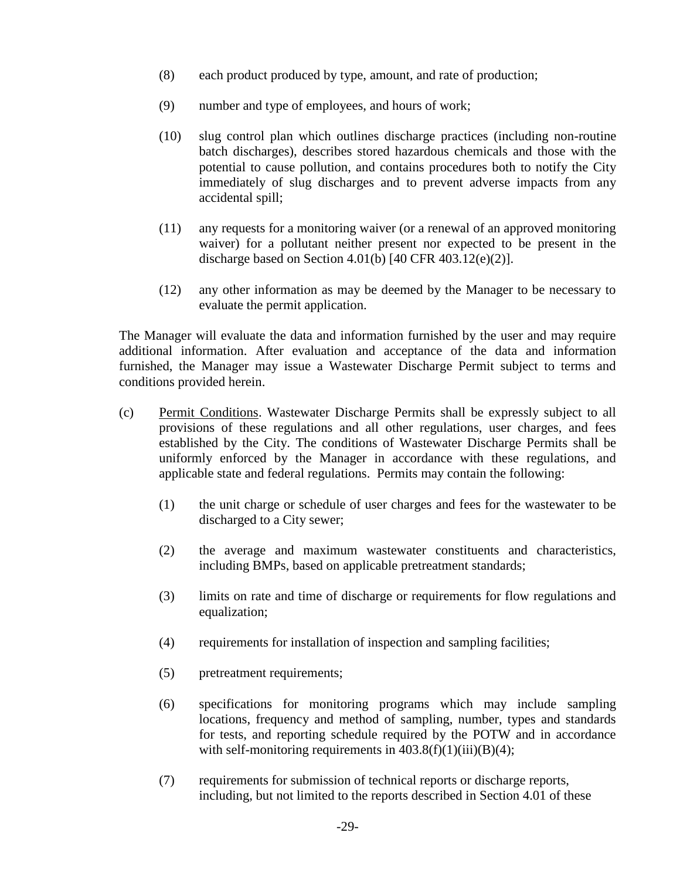(8) each product produced by type, amount, and rate of production;

(9) number and type of employees, and hours of work;

(10) slug control plan which outlines discharge practices (including non-routine batch discharges), describes stored hazardous chemicals and those with the potential to cause pollution, and contains procedures both to notify the City immediately of slug discharges and to prevent adverse impacts from any accidental spill;

(11) any requests for a monitoring waiver (or a renewal of an approved monitoring waiver) for a pollutant neither present nor expected to be present in the discharge based on Section 4.01(b) [40 CFR 403.12(e)(2)].

(12) any other information as may be deemed by the Manager to be necessary to evaluate the permit application.

The Manager will evaluate the data and information furnished by the user and may require additional information. After evaluation and acceptance of the data and information furnished, the Manager may issue a Wastewater Discharge Permit subject to terms and conditions provided herein.

(c) Permit Conditions. Wastewater Discharge Permits shall be expressly subject to all provisions of these regulations and all other regulations, user charges, and fees established by the City. The conditions of Wastewater Discharge Permits shall be uniformly enforced by the Manager in accordance with these regulations, and applicable state and federal regulations. Permits may contain the following:

(1) the unit charge or schedule of user charges and fees for the wastewater to be discharged to a City sewer;

(2) the average and maximum wastewater constituents and characteristics, including BMPs, based on applicable pretreatment standards;

(3) limits on rate and time of discharge or requirements for flow regulations and equalization;

(4) requirements for installation of inspection and sampling facilities;

(5) pretreatment requirements;

(6) specifications for monitoring programs which may include sampling locations, frequency and method of sampling, number, types and standards for tests, and reporting schedule required by the POTW and in accordance with self-monitoring requirements in 403.8(f)(1)(iii)(B)(4);

(7) requirements for submission of technical reports or discharge reports, including, but not limited to the reports described in Section 4.01 of these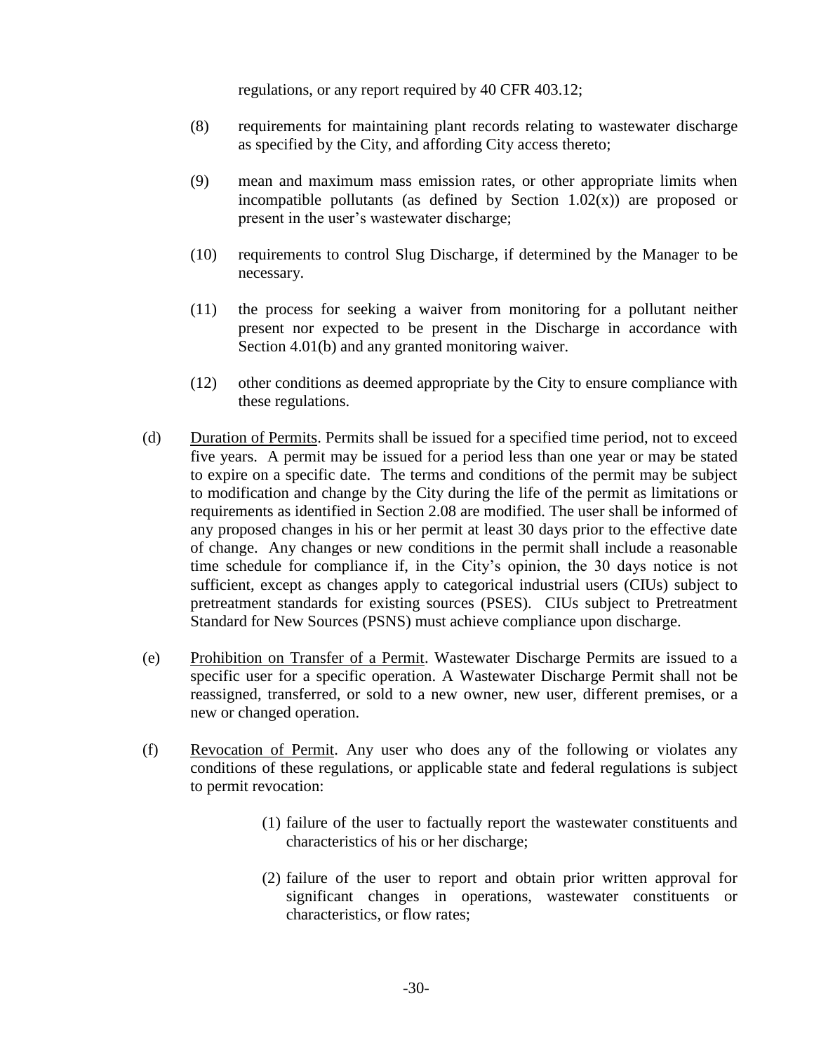regulations, or any report required by 40 CFR 403.12;

(8) requirements for maintaining plant records relating to wastewater discharge as specified by the City, and affording City access thereto;

(9) mean and maximum mass emission rates, or other appropriate limits when incompatible pollutants (as defined by Section 1.02(x)) are proposed or present in the user's wastewater discharge;

(10) requirements to control Slug Discharge, if determined by the Manager to be necessary.

(11) the process for seeking a waiver from monitoring for a pollutant neither present nor expected to be present in the Discharge in accordance with Section 4.01(b) and any granted monitoring waiver.

(12) other conditions as deemed appropriate by the City to ensure compliance with these regulations.

(d) Duration of Permits. Permits shall be issued for a specified time period, not to exceed five years. A permit may be issued for a period less than one year or may be stated to expire on a specific date. The terms and conditions of the permit may be subject to modification and change by the City during the life of the permit as limitations or requirements as identified in Section 2.08 are modified. The user shall be informed of any proposed changes in his or her permit at least 30 days prior to the effective date of change. Any changes or new conditions in the permit shall include a reasonable time schedule for compliance if, in the City's opinion, the 30 days notice is not sufficient, except as changes apply to categorical industrial users (CIUs) subject to pretreatment standards for existing sources (PSES). CIUs subject to Pretreatment Standard for New Sources (PSNS) must achieve compliance upon discharge.

(e) Prohibition on Transfer of a Permit. Wastewater Discharge Permits are issued to a specific user for a specific operation. A Wastewater Discharge Permit shall not be reassigned, transferred, or sold to a new owner, new user, different premises, or a new or changed operation.

(f) Revocation of Permit. Any user who does any of the following or violates any conditions of these regulations, or applicable state and federal regulations is subject to permit revocation:

(1) failure of the user to factually report the wastewater constituents and characteristics of his or her discharge;

(2) failure of the user to report and obtain prior written approval for significant changes in operations, wastewater constituents or characteristics, or flow rates;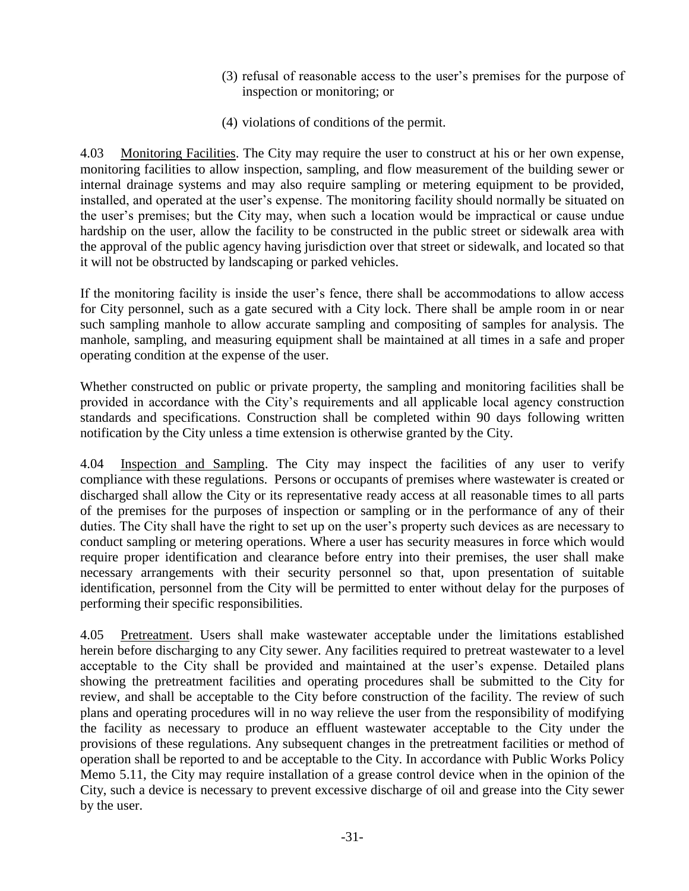(3) refusal of reasonable access to the user's premises for the purpose of inspection or monitoring; or

(4) violations of conditions of the permit.

4.03 Monitoring Facilities. The City may require the user to construct at his or her own expense, monitoring facilities to allow inspection, sampling, and flow measurement of the building sewer or internal drainage systems and may also require sampling or metering equipment to be provided, installed, and operated at the user's expense. The monitoring facility should normally be situated on the user's premises; but the City may, when such a location would be impractical or cause undue hardship on the user, allow the facility to be constructed in the public street or sidewalk area with the approval of the public agency having jurisdiction over that street or sidewalk, and located so that it will not be obstructed by landscaping or parked vehicles.

If the monitoring facility is inside the user's fence, there shall be accommodations to allow access for City personnel, such as a gate secured with a City lock. There shall be ample room in or near such sampling manhole to allow accurate sampling and compositing of samples for analysis. The manhole, sampling, and measuring equipment shall be maintained at all times in a safe and proper operating condition at the expense of the user.

Whether constructed on public or private property, the sampling and monitoring facilities shall be provided in accordance with the City's requirements and all applicable local agency construction standards and specifications. Construction shall be completed within 90 days following written notification by the City unless a time extension is otherwise granted by the City.

4.04 Inspection and Sampling. The City may inspect the facilities of any user to verify compliance with these regulations. Persons or occupants of premises where wastewater is created or discharged shall allow the City or its representative ready access at all reasonable times to all parts of the premises for the purposes of inspection or sampling or in the performance of any of their duties. The City shall have the right to set up on the user's property such devices as are necessary to conduct sampling or metering operations. Where a user has security measures in force which would require proper identification and clearance before entry into their premises, the user shall make necessary arrangements with their security personnel so that, upon presentation of suitable identification, personnel from the City will be permitted to enter without delay for the purposes of performing their specific responsibilities.

4.05 Pretreatment. Users shall make wastewater acceptable under the limitations established herein before discharging to any City sewer. Any facilities required to pretreat wastewater to a level acceptable to the City shall be provided and maintained at the user's expense. Detailed plans showing the pretreatment facilities and operating procedures shall be submitted to the City for review, and shall be acceptable to the City before construction of the facility. The review of such plans and operating procedures will in no way relieve the user from the responsibility of modifying the facility as necessary to produce an effluent wastewater acceptable to the City under the provisions of these regulations. Any subsequent changes in the pretreatment facilities or method of operation shall be reported to and be acceptable to the City. In accordance with Public Works Policy Memo 5.11, the City may require installation of a grease control device when in the opinion of the City, such a device is necessary to prevent excessive discharge of oil and grease into the City sewer by the user.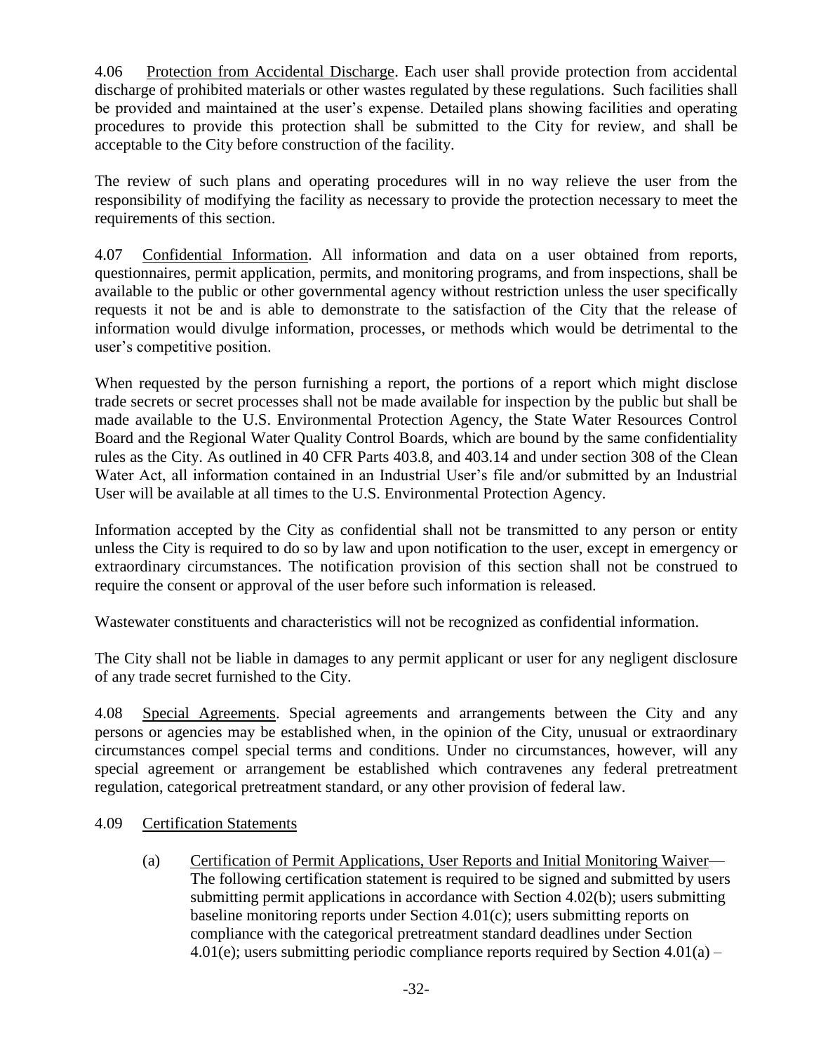4.06 Protection from Accidental Discharge. Each user shall provide protection from accidental discharge of prohibited materials or other wastes regulated by these regulations. Such facilities shall be provided and maintained at the user's expense. Detailed plans showing facilities and operating procedures to provide this protection shall be submitted to the City for review, and shall be acceptable to the City before construction of the facility.

The review of such plans and operating procedures will in no way relieve the user from the responsibility of modifying the facility as necessary to provide the protection necessary to meet the requirements of this section.

4.07 Confidential Information. All information and data on a user obtained from reports, questionnaires, permit application, permits, and monitoring programs, and from inspections, shall be available to the public or other governmental agency without restriction unless the user specifically requests it not be and is able to demonstrate to the satisfaction of the City that the release of information would divulge information, processes, or methods which would be detrimental to the user's competitive position.

When requested by the person furnishing a report, the portions of a report which might disclose trade secrets or secret processes shall not be made available for inspection by the public but shall be made available to the U.S. Environmental Protection Agency, the State Water Resources Control Board and the Regional Water Quality Control Boards, which are bound by the same confidentiality rules as the City. As outlined in 40 CFR Parts 403.8, and 403.14 and under section 308 of the Clean Water Act, all information contained in an Industrial User's file and/or submitted by an Industrial User will be available at all times to the U.S. Environmental Protection Agency.

Information accepted by the City as confidential shall not be transmitted to any person or entity unless the City is required to do so by law and upon notification to the user, except in emergency or extraordinary circumstances. The notification provision of this section shall not be construed to require the consent or approval of the user before such information is released.

Wastewater constituents and characteristics will not be recognized as confidential information.

The City shall not be liable in damages to any permit applicant or user for any negligent disclosure of any trade secret furnished to the City.

4.08 Special Agreements. Special agreements and arrangements between the City and any persons or agencies may be established when, in the opinion of the City, unusual or extraordinary circumstances compel special terms and conditions. Under no circumstances, however, will any special agreement or arrangement be established which contravenes any federal pretreatment regulation, categorical pretreatment standard, or any other provision of federal law.

4.09 Certification Statements

(a) Certification of Permit Applications, User Reports and Initial Monitoring Waiver— The following certification statement is required to be signed and submitted by users submitting permit applications in accordance with Section 4.02(b); users submitting baseline monitoring reports under Section 4.01(c); users submitting reports on compliance with the categorical pretreatment standard deadlines under Section 4.01(e); users submitting periodic compliance reports required by Section 4.01(a) –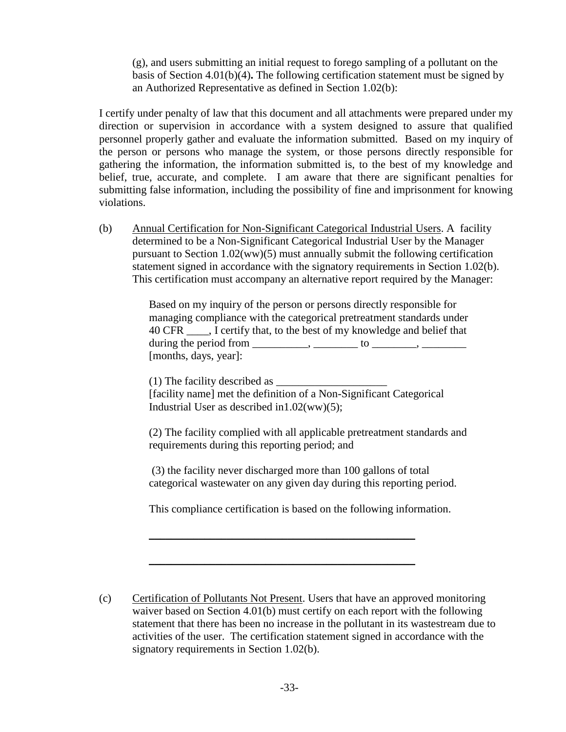(g), and users submitting an initial request to forego sampling of a pollutant on the basis of Section 4.01(b)(4)**.** The following certification statement must be signed by an Authorized Representative as defined in Section 1.02(b):

I certify under penalty of law that this document and all attachments were prepared under my direction or supervision in accordance with a system designed to assure that qualified personnel properly gather and evaluate the information submitted. Based on my inquiry of the person or persons who manage the system, or those persons directly responsible for gathering the information, the information submitted is, to the best of my knowledge and belief, true, accurate, and complete. I am aware that there are significant penalties for submitting false information, including the possibility of fine and imprisonment for knowing violations.

(b) Annual Certification for Non-Significant Categorical Industrial Users. A facility determined to be a Non-Significant Categorical Industrial User by the Manager pursuant to Section 1.02(ww)(5) must annually submit the following certification statement signed in accordance with the signatory requirements in Section 1.02(b). This certification must accompany an alternative report required by the Manager:

> Based on my inquiry of the person or persons directly responsible for managing compliance with the categorical pretreatment standards under 40 CFR ____, I certify that, to the best of my knowledge and belief that during the period from __________, ________ to ________, ________ [months, days, year]:
>
> (1) The facility described as ____________________ [facility name] met the definition of a Non-Significant Categorical Industrial User as described in1.02(ww)(5);
>
> (2) The facility complied with all applicable pretreatment standards and requirements during this reporting period; and
>
> (3) the facility never discharged more than 100 gallons of total categorical wastewater on any given day during this reporting period.
>
> This compliance certification is based on the following information.
>
> ______________________________________________
>
> ______________________________________________

(c) Certification of Pollutants Not Present. Users that have an approved monitoring waiver based on Section 4.01(b) must certify on each report with the following statement that there has been no increase in the pollutant in its wastestream due to activities of the user. The certification statement signed in accordance with the signatory requirements in Section 1.02(b).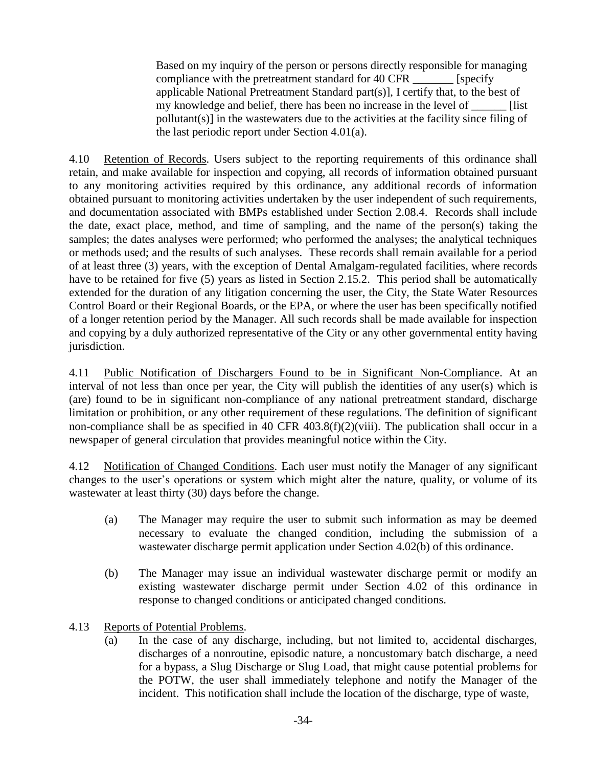> Based on my inquiry of the person or persons directly responsible for managing compliance with the pretreatment standard for 40 CFR _______ [specify applicable National Pretreatment Standard part(s)], I certify that, to the best of my knowledge and belief, there has been no increase in the level of ______ [list pollutant(s)] in the wastewaters due to the activities at the facility since filing of the last periodic report under Section 4.01(a).

4.10 Retention of Records. Users subject to the reporting requirements of this ordinance shall retain, and make available for inspection and copying, all records of information obtained pursuant to any monitoring activities required by this ordinance, any additional records of information obtained pursuant to monitoring activities undertaken by the user independent of such requirements, and documentation associated with BMPs established under Section 2.08.4. Records shall include the date, exact place, method, and time of sampling, and the name of the person(s) taking the samples; the dates analyses were performed; who performed the analyses; the analytical techniques or methods used; and the results of such analyses. These records shall remain available for a period of at least three (3) years, with the exception of Dental Amalgam-regulated facilities, where records have to be retained for five (5) years as listed in Section 2.15.2. This period shall be automatically extended for the duration of any litigation concerning the user, the City, the State Water Resources Control Board or their Regional Boards, or the EPA, or where the user has been specifically notified of a longer retention period by the Manager. All such records shall be made available for inspection and copying by a duly authorized representative of the City or any other governmental entity having jurisdiction.

4.11 Public Notification of Dischargers Found to be in Significant Non-Compliance. At an interval of not less than once per year, the City will publish the identities of any user(s) which is (are) found to be in significant non-compliance of any national pretreatment standard, discharge limitation or prohibition, or any other requirement of these regulations. The definition of significant non-compliance shall be as specified in 40 CFR 403.8(f)(2)(viii). The publication shall occur in a newspaper of general circulation that provides meaningful notice within the City.

4.12 Notification of Changed Conditions. Each user must notify the Manager of any significant changes to the user's operations or system which might alter the nature, quality, or volume of its wastewater at least thirty (30) days before the change.

(a) The Manager may require the user to submit such information as may be deemed necessary to evaluate the changed condition, including the submission of a wastewater discharge permit application under Section 4.02(b) of this ordinance.

(b) The Manager may issue an individual wastewater discharge permit or modify an existing wastewater discharge permit under Section 4.02 of this ordinance in response to changed conditions or anticipated changed conditions.

4.13 Reports of Potential Problems.

(a) In the case of any discharge, including, but not limited to, accidental discharges, discharges of a nonroutine, episodic nature, a noncustomary batch discharge, a need for a bypass, a Slug Discharge or Slug Load, that might cause potential problems for the POTW, the user shall immediately telephone and notify the Manager of the incident. This notification shall include the location of the discharge, type of waste,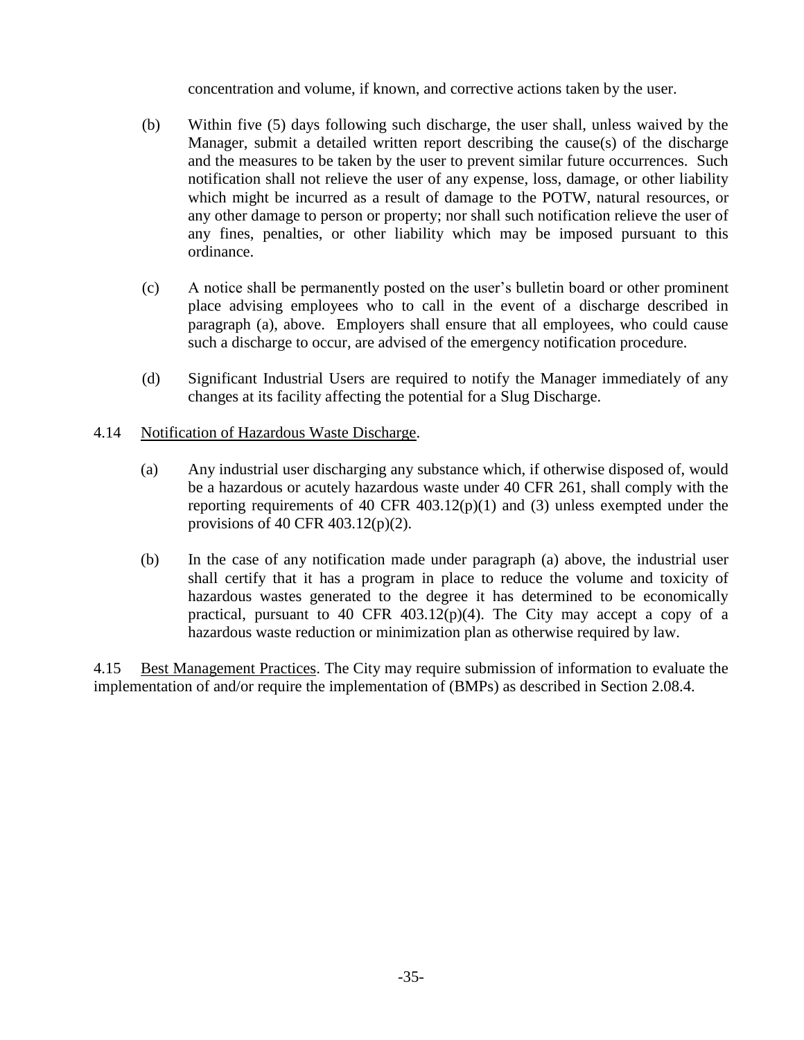concentration and volume, if known, and corrective actions taken by the user.

(b) Within five (5) days following such discharge, the user shall, unless waived by the Manager, submit a detailed written report describing the cause(s) of the discharge and the measures to be taken by the user to prevent similar future occurrences. Such notification shall not relieve the user of any expense, loss, damage, or other liability which might be incurred as a result of damage to the POTW, natural resources, or any other damage to person or property; nor shall such notification relieve the user of any fines, penalties, or other liability which may be imposed pursuant to this ordinance.

(c) A notice shall be permanently posted on the user's bulletin board or other prominent place advising employees who to call in the event of a discharge described in paragraph (a), above. Employers shall ensure that all employees, who could cause such a discharge to occur, are advised of the emergency notification procedure.

(d) Significant Industrial Users are required to notify the Manager immediately of any changes at its facility affecting the potential for a Slug Discharge.

4.14 Notification of Hazardous Waste Discharge.

(a) Any industrial user discharging any substance which, if otherwise disposed of, would be a hazardous or acutely hazardous waste under 40 CFR 261, shall comply with the reporting requirements of 40 CFR 403.12(p)(1) and (3) unless exempted under the provisions of 40 CFR 403.12(p)(2).

(b) In the case of any notification made under paragraph (a) above, the industrial user shall certify that it has a program in place to reduce the volume and toxicity of hazardous wastes generated to the degree it has determined to be economically practical, pursuant to 40 CFR 403.12(p)(4). The City may accept a copy of a hazardous waste reduction or minimization plan as otherwise required by law.

4.15 Best Management Practices. The City may require submission of information to evaluate the implementation of and/or require the implementation of (BMPs) as described in Section 2.08.4.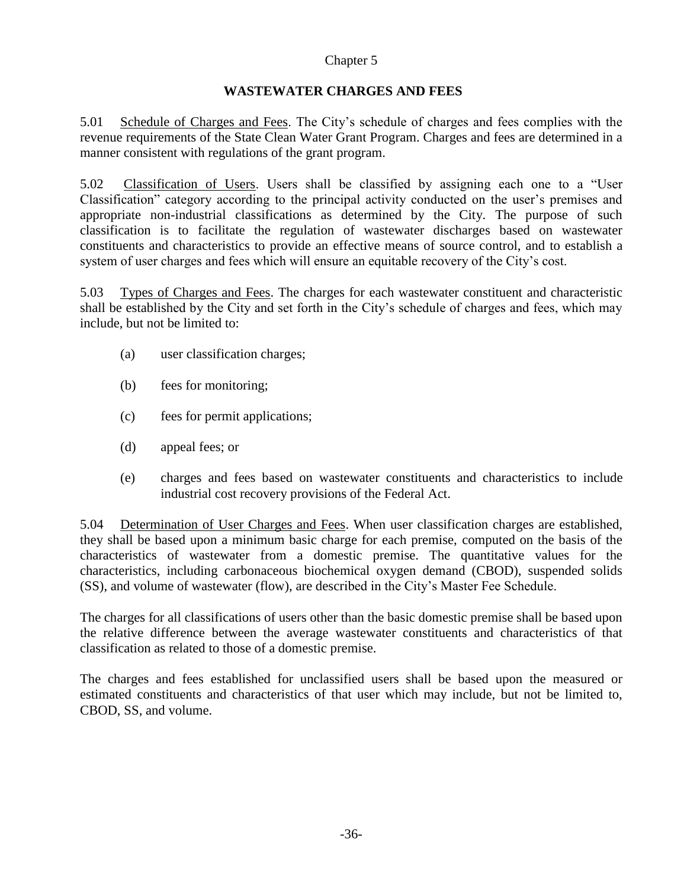Chapter 5

# WASTEWATER CHARGES AND FEES

5.01 Schedule of Charges and Fees. The City's schedule of charges and fees complies with the revenue requirements of the State Clean Water Grant Program. Charges and fees are determined in a manner consistent with regulations of the grant program.

5.02 Classification of Users. Users shall be classified by assigning each one to a "User Classification" category according to the principal activity conducted on the user's premises and appropriate non-industrial classifications as determined by the City. The purpose of such classification is to facilitate the regulation of wastewater discharges based on wastewater constituents and characteristics to provide an effective means of source control, and to establish a system of user charges and fees which will ensure an equitable recovery of the City's cost.

5.03 Types of Charges and Fees. The charges for each wastewater constituent and characteristic shall be established by the City and set forth in the City's schedule of charges and fees, which may include, but not be limited to:

(a) user classification charges;

(b) fees for monitoring;

(c) fees for permit applications;

(d) appeal fees; or

(e) charges and fees based on wastewater constituents and characteristics to include industrial cost recovery provisions of the Federal Act.

5.04 Determination of User Charges and Fees. When user classification charges are established, they shall be based upon a minimum basic charge for each premise, computed on the basis of the characteristics of wastewater from a domestic premise. The quantitative values for the characteristics, including carbonaceous biochemical oxygen demand (CBOD), suspended solids (SS), and volume of wastewater (flow), are described in the City's Master Fee Schedule.

The charges for all classifications of users other than the basic domestic premise shall be based upon the relative difference between the average wastewater constituents and characteristics of that classification as related to those of a domestic premise.

The charges and fees established for unclassified users shall be based upon the measured or estimated constituents and characteristics of that user which may include, but not be limited to, CBOD, SS, and volume.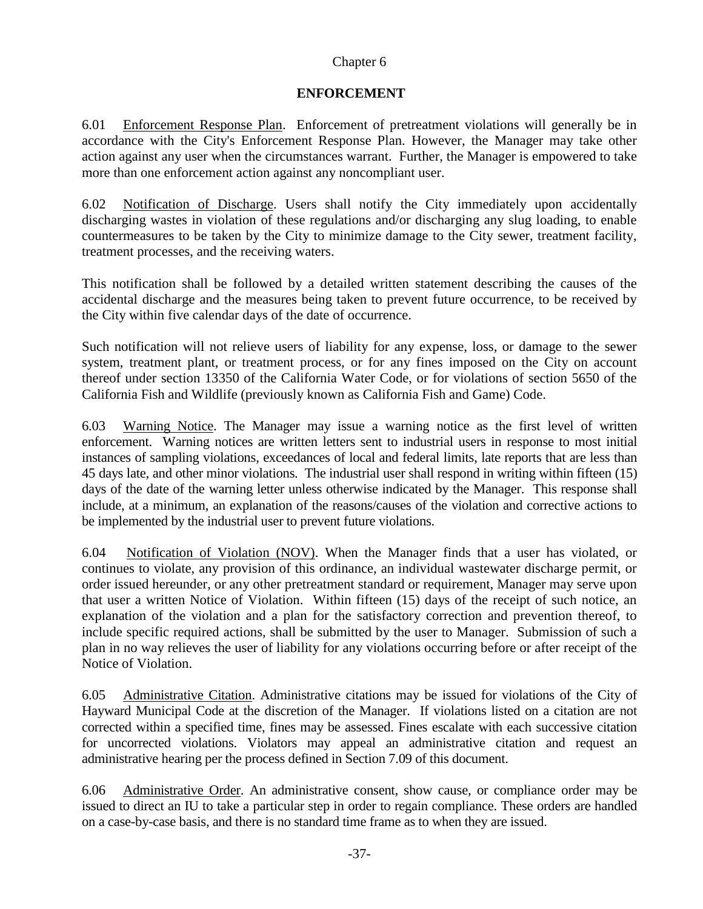Chapter 6

## ENFORCEMENT

6.01 Enforcement Response Plan. Enforcement of pretreatment violations will generally be in accordance with the City's Enforcement Response Plan. However, the Manager may take other action against any user when the circumstances warrant. Further, the Manager is empowered to take more than one enforcement action against any noncompliant user.

6.02 Notification of Discharge. Users shall notify the City immediately upon accidentally discharging wastes in violation of these regulations and/or discharging any slug loading, to enable countermeasures to be taken by the City to minimize damage to the City sewer, treatment facility, treatment processes, and the receiving waters.

This notification shall be followed by a detailed written statement describing the causes of the accidental discharge and the measures being taken to prevent future occurrence, to be received by the City within five calendar days of the date of occurrence.

Such notification will not relieve users of liability for any expense, loss, or damage to the sewer system, treatment plant, or treatment process, or for any fines imposed on the City on account thereof under section 13350 of the California Water Code, or for violations of section 5650 of the California Fish and Wildlife (previously known as California Fish and Game) Code.

6.03 Warning Notice. The Manager may issue a warning notice as the first level of written enforcement. Warning notices are written letters sent to industrial users in response to most initial instances of sampling violations, exceedances of local and federal limits, late reports that are less than 45 days late, and other minor violations. The industrial user shall respond in writing within fifteen (15) days of the date of the warning letter unless otherwise indicated by the Manager. This response shall include, at a minimum, an explanation of the reasons/causes of the violation and corrective actions to be implemented by the industrial user to prevent future violations.

6.04 Notification of Violation (NOV). When the Manager finds that a user has violated, or continues to violate, any provision of this ordinance, an individual wastewater discharge permit, or order issued hereunder, or any other pretreatment standard or requirement, Manager may serve upon that user a written Notice of Violation. Within fifteen (15) days of the receipt of such notice, an explanation of the violation and a plan for the satisfactory correction and prevention thereof, to include specific required actions, shall be submitted by the user to Manager. Submission of such a plan in no way relieves the user of liability for any violations occurring before or after receipt of the Notice of Violation.

6.05 Administrative Citation. Administrative citations may be issued for violations of the City of Hayward Municipal Code at the discretion of the Manager. If violations listed on a citation are not corrected within a specified time, fines may be assessed. Fines escalate with each successive citation for uncorrected violations. Violators may appeal an administrative citation and request an administrative hearing per the process defined in Section 7.09 of this document.

6.06 Administrative Order. An administrative consent, show cause, or compliance order may be issued to direct an IU to take a particular step in order to regain compliance. These orders are handled on a case-by-case basis, and there is no standard time frame as to when they are issued.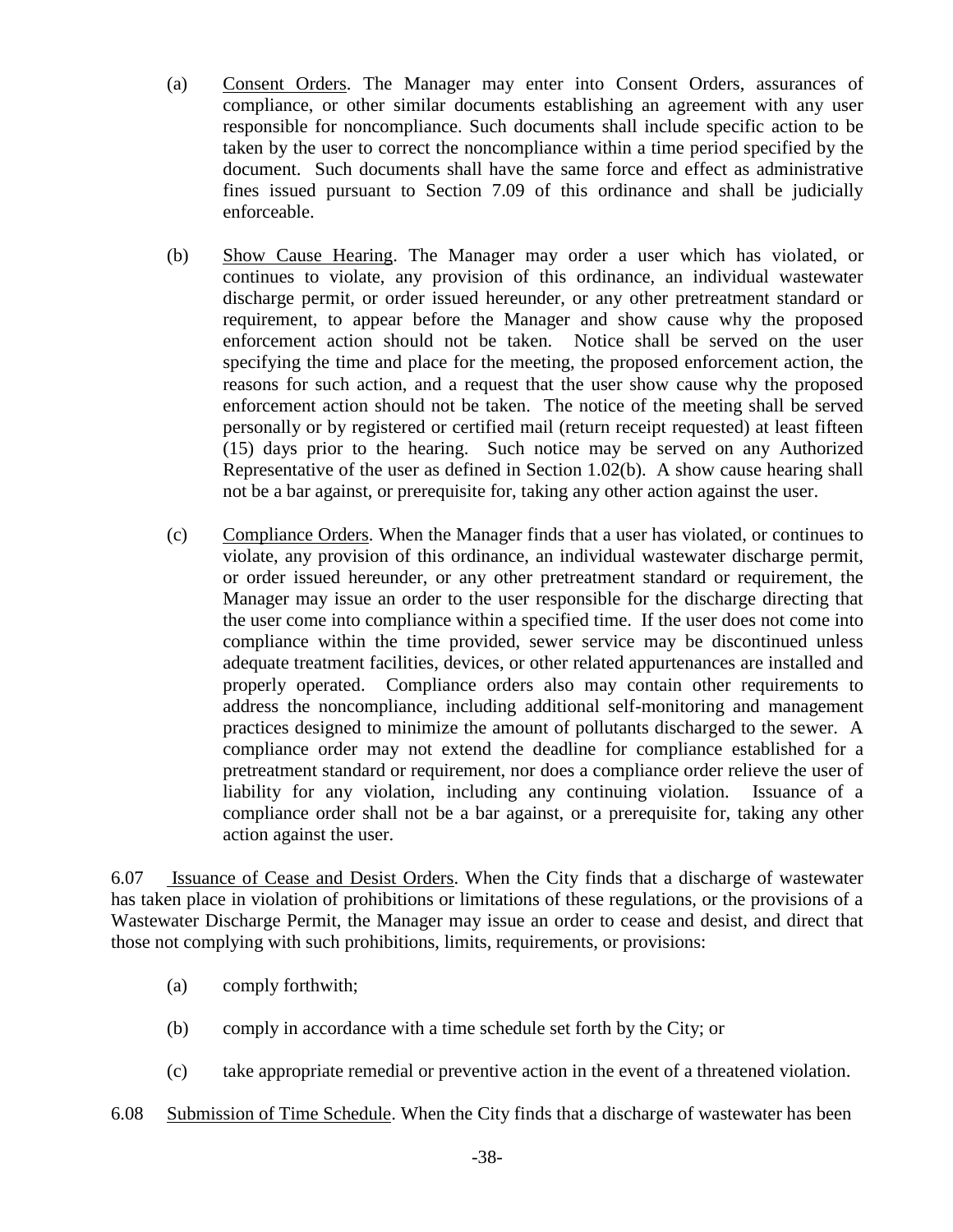(a) Consent Orders. The Manager may enter into Consent Orders, assurances of compliance, or other similar documents establishing an agreement with any user responsible for noncompliance. Such documents shall include specific action to be taken by the user to correct the noncompliance within a time period specified by the document. Such documents shall have the same force and effect as administrative fines issued pursuant to Section 7.09 of this ordinance and shall be judicially enforceable.

(b) Show Cause Hearing. The Manager may order a user which has violated, or continues to violate, any provision of this ordinance, an individual wastewater discharge permit, or order issued hereunder, or any other pretreatment standard or requirement, to appear before the Manager and show cause why the proposed enforcement action should not be taken. Notice shall be served on the user specifying the time and place for the meeting, the proposed enforcement action, the reasons for such action, and a request that the user show cause why the proposed enforcement action should not be taken. The notice of the meeting shall be served personally or by registered or certified mail (return receipt requested) at least fifteen (15) days prior to the hearing. Such notice may be served on any Authorized Representative of the user as defined in Section 1.02(b). A show cause hearing shall not be a bar against, or prerequisite for, taking any other action against the user.

(c) Compliance Orders. When the Manager finds that a user has violated, or continues to violate, any provision of this ordinance, an individual wastewater discharge permit, or order issued hereunder, or any other pretreatment standard or requirement, the Manager may issue an order to the user responsible for the discharge directing that the user come into compliance within a specified time. If the user does not come into compliance within the time provided, sewer service may be discontinued unless adequate treatment facilities, devices, or other related appurtenances are installed and properly operated. Compliance orders also may contain other requirements to address the noncompliance, including additional self-monitoring and management practices designed to minimize the amount of pollutants discharged to the sewer. A compliance order may not extend the deadline for compliance established for a pretreatment standard or requirement, nor does a compliance order relieve the user of liability for any violation, including any continuing violation. Issuance of a compliance order shall not be a bar against, or a prerequisite for, taking any other action against the user.

6.07 Issuance of Cease and Desist Orders. When the City finds that a discharge of wastewater has taken place in violation of prohibitions or limitations of these regulations, or the provisions of a Wastewater Discharge Permit, the Manager may issue an order to cease and desist, and direct that those not complying with such prohibitions, limits, requirements, or provisions:

(a) comply forthwith;

(b) comply in accordance with a time schedule set forth by the City; or

(c) take appropriate remedial or preventive action in the event of a threatened violation.

6.08 Submission of Time Schedule. When the City finds that a discharge of wastewater has been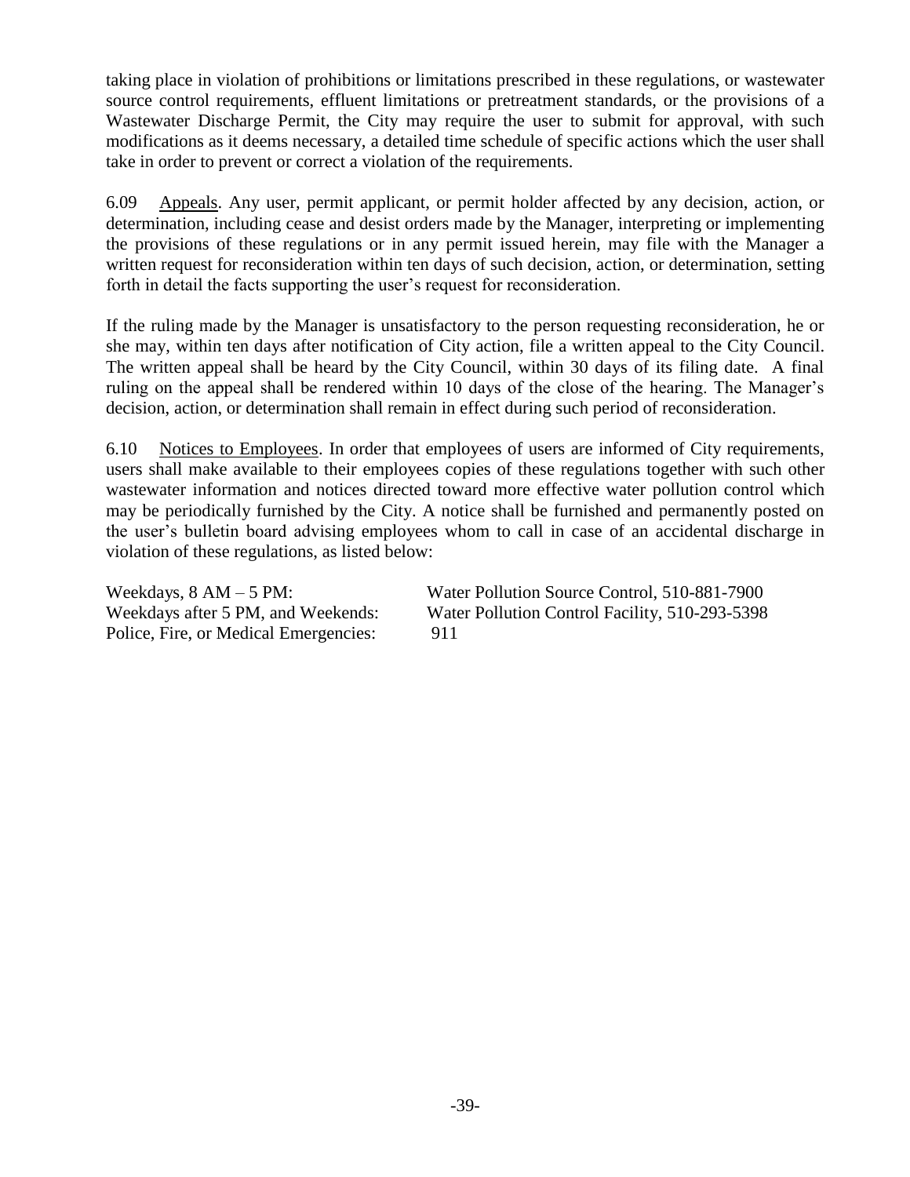taking place in violation of prohibitions or limitations prescribed in these regulations, or wastewater source control requirements, effluent limitations or pretreatment standards, or the provisions of a Wastewater Discharge Permit, the City may require the user to submit for approval, with such modifications as it deems necessary, a detailed time schedule of specific actions which the user shall take in order to prevent or correct a violation of the requirements.

6.09 Appeals. Any user, permit applicant, or permit holder affected by any decision, action, or determination, including cease and desist orders made by the Manager, interpreting or implementing the provisions of these regulations or in any permit issued herein, may file with the Manager a written request for reconsideration within ten days of such decision, action, or determination, setting forth in detail the facts supporting the user's request for reconsideration.

If the ruling made by the Manager is unsatisfactory to the person requesting reconsideration, he or she may, within ten days after notification of City action, file a written appeal to the City Council. The written appeal shall be heard by the City Council, within 30 days of its filing date. A final ruling on the appeal shall be rendered within 10 days of the close of the hearing. The Manager's decision, action, or determination shall remain in effect during such period of reconsideration.

6.10 Notices to Employees. In order that employees of users are informed of City requirements, users shall make available to their employees copies of these regulations together with such other wastewater information and notices directed toward more effective water pollution control which may be periodically furnished by the City. A notice shall be furnished and permanently posted on the user's bulletin board advising employees whom to call in case of an accidental discharge in violation of these regulations, as listed below:

| | |
|---|---|
| Weekdays, 8 AM – 5 PM: | Water Pollution Source Control, 510-881-7900 |
| Weekdays after 5 PM, and Weekends: | Water Pollution Control Facility, 510-293-5398 |
| Police, Fire, or Medical Emergencies: | 911 |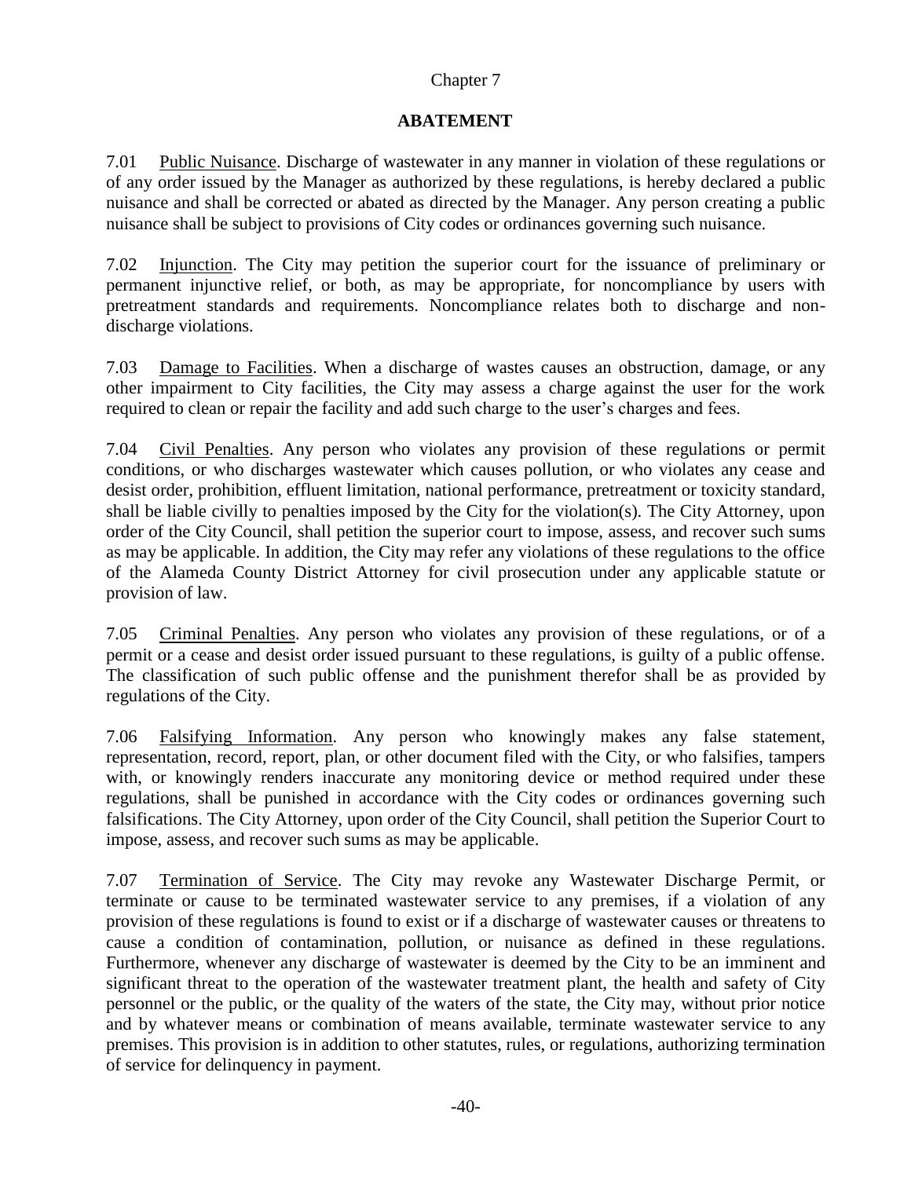Chapter 7

# ABATEMENT

7.01 Public Nuisance. Discharge of wastewater in any manner in violation of these regulations or of any order issued by the Manager as authorized by these regulations, is hereby declared a public nuisance and shall be corrected or abated as directed by the Manager. Any person creating a public nuisance shall be subject to provisions of City codes or ordinances governing such nuisance.

7.02 Injunction. The City may petition the superior court for the issuance of preliminary or permanent injunctive relief, or both, as may be appropriate, for noncompliance by users with pretreatment standards and requirements. Noncompliance relates both to discharge and non-discharge violations.

7.03 Damage to Facilities. When a discharge of wastes causes an obstruction, damage, or any other impairment to City facilities, the City may assess a charge against the user for the work required to clean or repair the facility and add such charge to the user's charges and fees.

7.04 Civil Penalties. Any person who violates any provision of these regulations or permit conditions, or who discharges wastewater which causes pollution, or who violates any cease and desist order, prohibition, effluent limitation, national performance, pretreatment or toxicity standard, shall be liable civilly to penalties imposed by the City for the violation(s). The City Attorney, upon order of the City Council, shall petition the superior court to impose, assess, and recover such sums as may be applicable. In addition, the City may refer any violations of these regulations to the office of the Alameda County District Attorney for civil prosecution under any applicable statute or provision of law.

7.05 Criminal Penalties. Any person who violates any provision of these regulations, or of a permit or a cease and desist order issued pursuant to these regulations, is guilty of a public offense. The classification of such public offense and the punishment therefor shall be as provided by regulations of the City.

7.06 Falsifying Information. Any person who knowingly makes any false statement, representation, record, report, plan, or other document filed with the City, or who falsifies, tampers with, or knowingly renders inaccurate any monitoring device or method required under these regulations, shall be punished in accordance with the City codes or ordinances governing such falsifications. The City Attorney, upon order of the City Council, shall petition the Superior Court to impose, assess, and recover such sums as may be applicable.

7.07 Termination of Service. The City may revoke any Wastewater Discharge Permit, or terminate or cause to be terminated wastewater service to any premises, if a violation of any provision of these regulations is found to exist or if a discharge of wastewater causes or threatens to cause a condition of contamination, pollution, or nuisance as defined in these regulations. Furthermore, whenever any discharge of wastewater is deemed by the City to be an imminent and significant threat to the operation of the wastewater treatment plant, the health and safety of City personnel or the public, or the quality of the waters of the state, the City may, without prior notice and by whatever means or combination of means available, terminate wastewater service to any premises. This provision is in addition to other statutes, rules, or regulations, authorizing termination of service for delinquency in payment.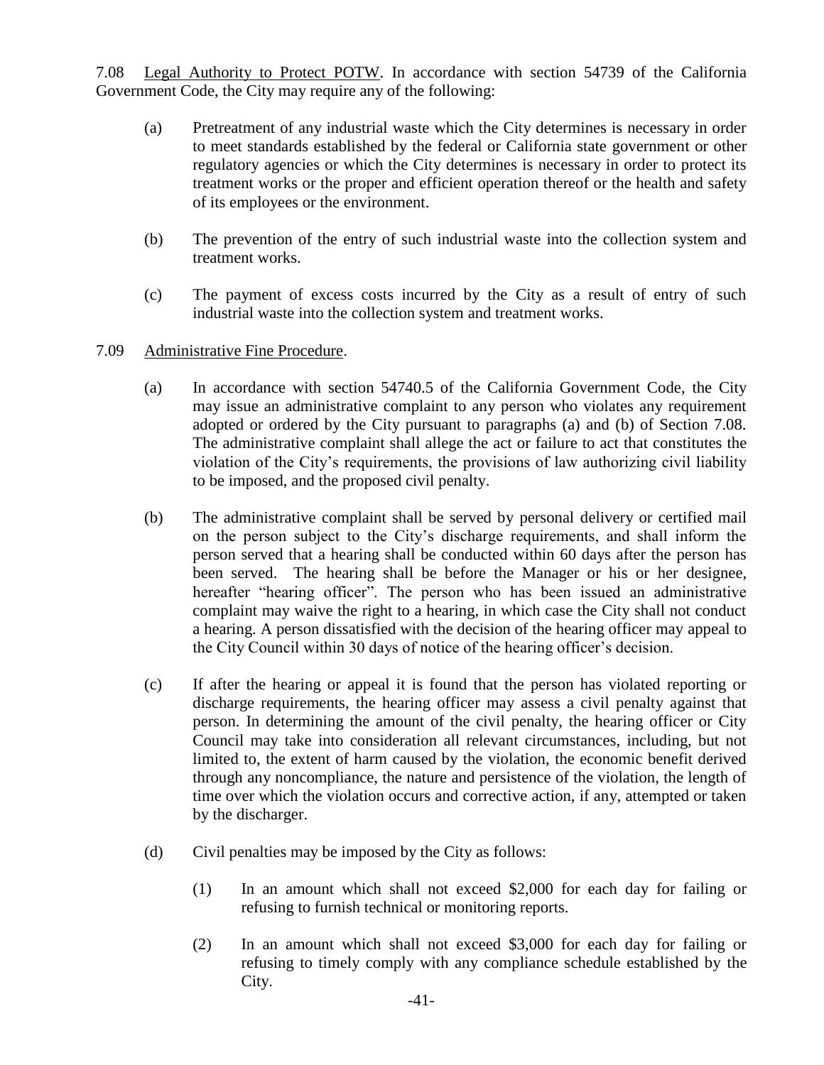7.08 <u>Legal Authority to Protect POTW</u>. In accordance with section 54739 of the California Government Code, the City may require any of the following:

(a) Pretreatment of any industrial waste which the City determines is necessary in order to meet standards established by the federal or California state government or other regulatory agencies or which the City determines is necessary in order to protect its treatment works or the proper and efficient operation thereof or the health and safety of its employees or the environment.

(b) The prevention of the entry of such industrial waste into the collection system and treatment works.

(c) The payment of excess costs incurred by the City as a result of entry of such industrial waste into the collection system and treatment works.

7.09 <u>Administrative Fine Procedure</u>.

(a) In accordance with section 54740.5 of the California Government Code, the City may issue an administrative complaint to any person who violates any requirement adopted or ordered by the City pursuant to paragraphs (a) and (b) of Section 7.08. The administrative complaint shall allege the act or failure to act that constitutes the violation of the City's requirements, the provisions of law authorizing civil liability to be imposed, and the proposed civil penalty.

(b) The administrative complaint shall be served by personal delivery or certified mail on the person subject to the City's discharge requirements, and shall inform the person served that a hearing shall be conducted within 60 days after the person has been served. The hearing shall be before the Manager or his or her designee, hereafter "hearing officer". The person who has been issued an administrative complaint may waive the right to a hearing, in which case the City shall not conduct a hearing. A person dissatisfied with the decision of the hearing officer may appeal to the City Council within 30 days of notice of the hearing officer's decision.

(c) If after the hearing or appeal it is found that the person has violated reporting or discharge requirements, the hearing officer may assess a civil penalty against that person. In determining the amount of the civil penalty, the hearing officer or City Council may take into consideration all relevant circumstances, including, but not limited to, the extent of harm caused by the violation, the economic benefit derived through any noncompliance, the nature and persistence of the violation, the length of time over which the violation occurs and corrective action, if any, attempted or taken by the discharger.

(d) Civil penalties may be imposed by the City as follows:

(1) In an amount which shall not exceed $2,000 for each day for failing or refusing to furnish technical or monitoring reports.

(2) In an amount which shall not exceed $3,000 for each day for failing or refusing to timely comply with any compliance schedule established by the City.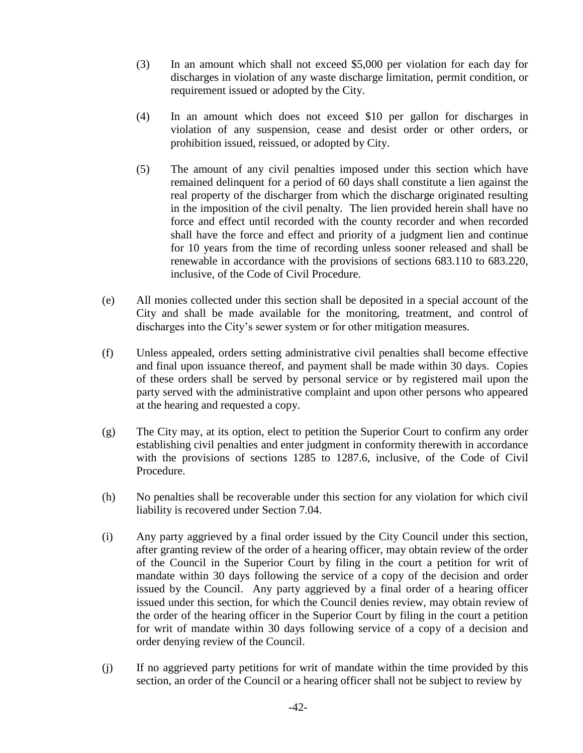(3) In an amount which shall not exceed $5,000 per violation for each day for discharges in violation of any waste discharge limitation, permit condition, or requirement issued or adopted by the City.

(4) In an amount which does not exceed $10 per gallon for discharges in violation of any suspension, cease and desist order or other orders, or prohibition issued, reissued, or adopted by City.

(5) The amount of any civil penalties imposed under this section which have remained delinquent for a period of 60 days shall constitute a lien against the real property of the discharger from which the discharge originated resulting in the imposition of the civil penalty. The lien provided herein shall have no force and effect until recorded with the county recorder and when recorded shall have the force and effect and priority of a judgment lien and continue for 10 years from the time of recording unless sooner released and shall be renewable in accordance with the provisions of sections 683.110 to 683.220, inclusive, of the Code of Civil Procedure.

(e) All monies collected under this section shall be deposited in a special account of the City and shall be made available for the monitoring, treatment, and control of discharges into the City's sewer system or for other mitigation measures.

(f) Unless appealed, orders setting administrative civil penalties shall become effective and final upon issuance thereof, and payment shall be made within 30 days. Copies of these orders shall be served by personal service or by registered mail upon the party served with the administrative complaint and upon other persons who appeared at the hearing and requested a copy.

(g) The City may, at its option, elect to petition the Superior Court to confirm any order establishing civil penalties and enter judgment in conformity therewith in accordance with the provisions of sections 1285 to 1287.6, inclusive, of the Code of Civil Procedure.

(h) No penalties shall be recoverable under this section for any violation for which civil liability is recovered under Section 7.04.

(i) Any party aggrieved by a final order issued by the City Council under this section, after granting review of the order of a hearing officer, may obtain review of the order of the Council in the Superior Court by filing in the court a petition for writ of mandate within 30 days following the service of a copy of the decision and order issued by the Council. Any party aggrieved by a final order of a hearing officer issued under this section, for which the Council denies review, may obtain review of the order of the hearing officer in the Superior Court by filing in the court a petition for writ of mandate within 30 days following service of a copy of a decision and order denying review of the Council.

(j) If no aggrieved party petitions for writ of mandate within the time provided by this section, an order of the Council or a hearing officer shall not be subject to review by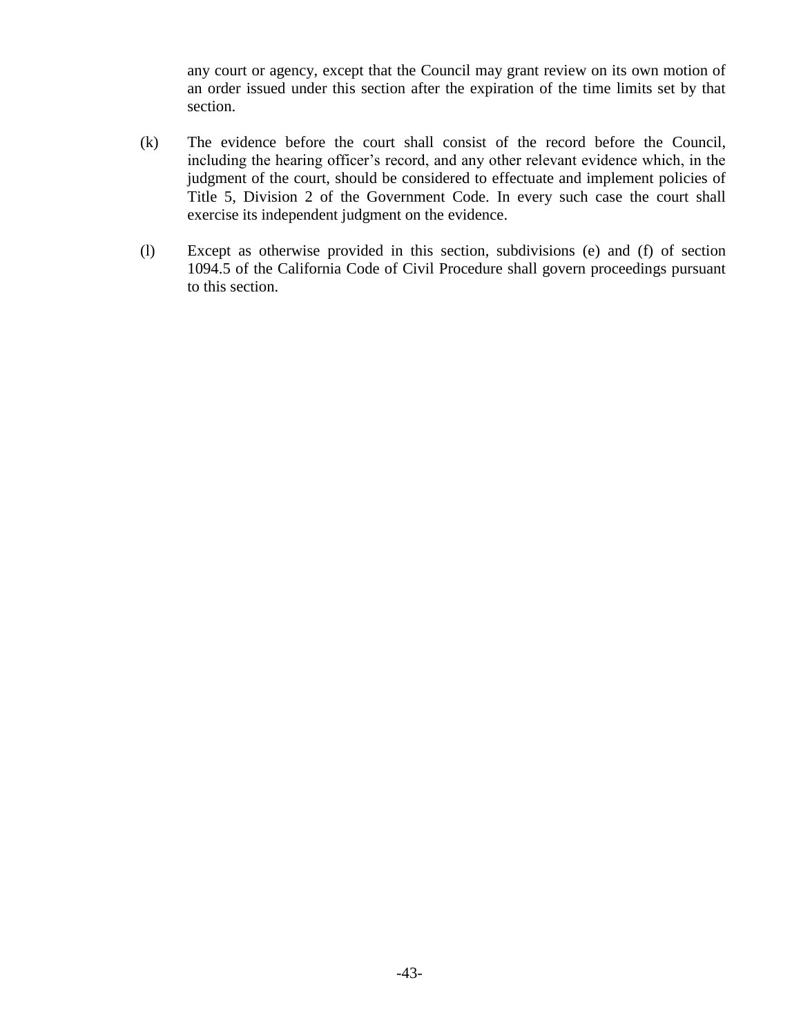any court or agency, except that the Council may grant review on its own motion of an order issued under this section after the expiration of the time limits set by that section.

(k) The evidence before the court shall consist of the record before the Council, including the hearing officer's record, and any other relevant evidence which, in the judgment of the court, should be considered to effectuate and implement policies of Title 5, Division 2 of the Government Code. In every such case the court shall exercise its independent judgment on the evidence.

(l) Except as otherwise provided in this section, subdivisions (e) and (f) of section 1094.5 of the California Code of Civil Procedure shall govern proceedings pursuant to this section.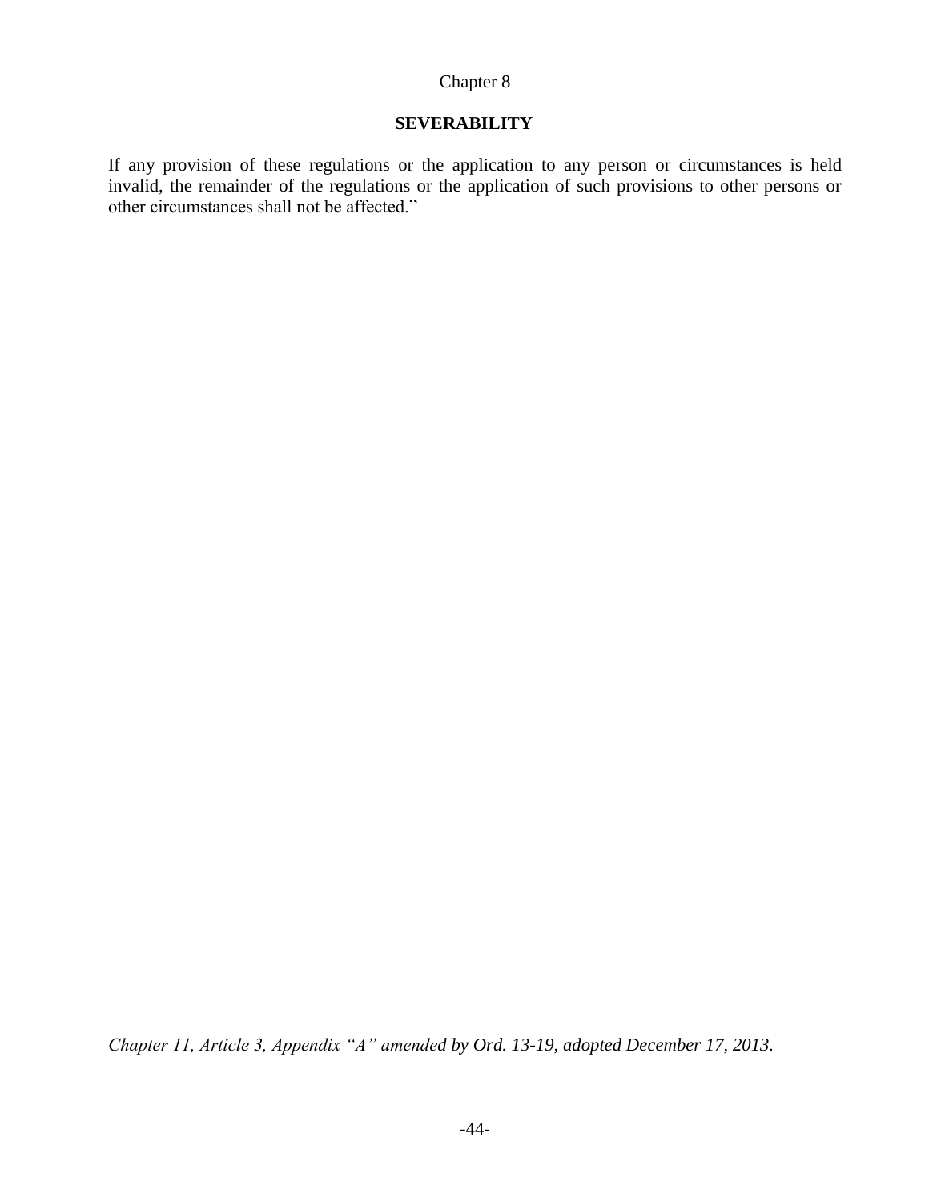Chapter 8

## SEVERABILITY

If any provision of these regulations or the application to any person or circumstances is held invalid, the remainder of the regulations or the application of such provisions to other persons or other circumstances shall not be affected."

*Chapter 11, Article 3, Appendix "A" amended by Ord. 13-19, adopted December 17, 2013.*